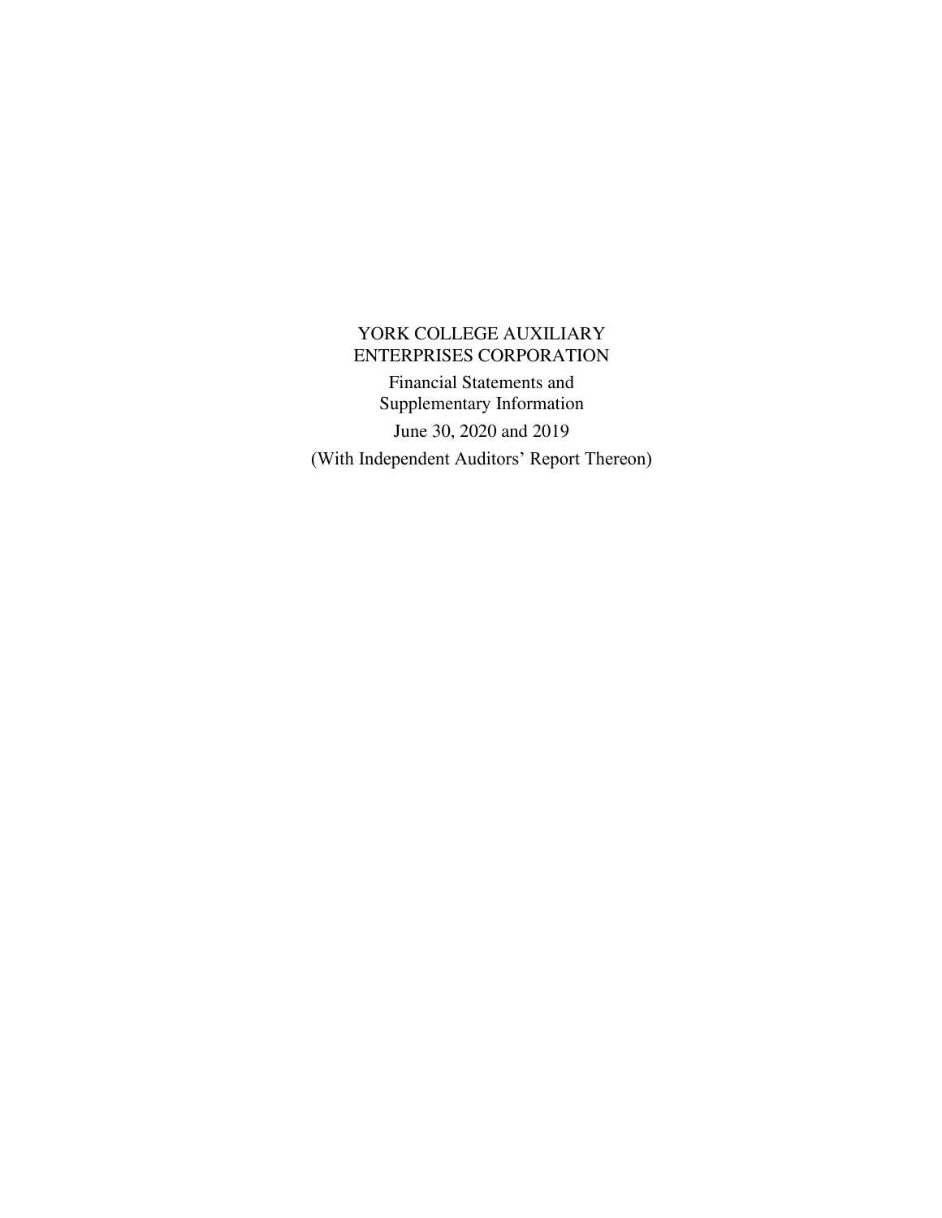# YORK COLLEGE AUXILIARY ENTERPRISES CORPORATION

Financial Statements and Supplementary Information

June 30, 2020 and 2019

(With Independent Auditors' Report Thereon)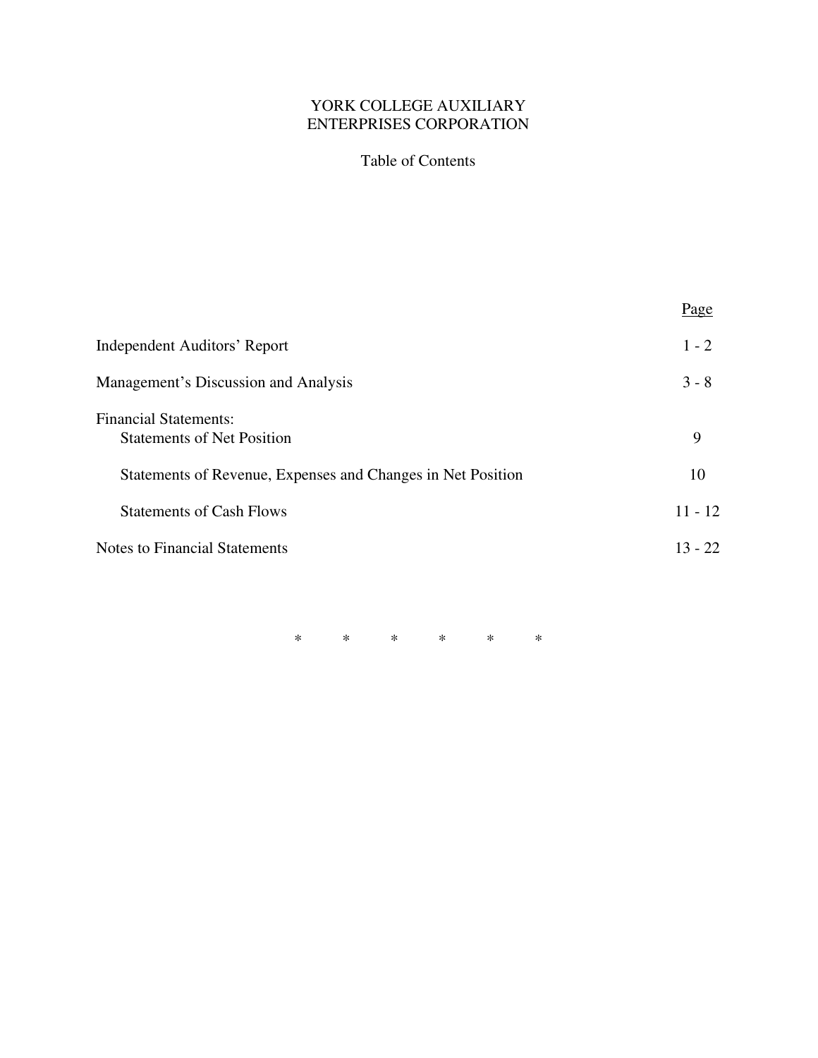# YORK COLLEGE AUXILIARY ENTERPRISES CORPORATION

## Table of Contents

| | Page |
|---|---|
| Independent Auditors' Report | 1 - 2 |
| Management's Discussion and Analysis | 3 - 8 |
| Financial Statements: | |
| Statements of Net Position | 9 |
| Statements of Revenue, Expenses and Changes in Net Position | 10 |
| Statements of Cash Flows | 11 - 12 |
| Notes to Financial Statements | 13 - 22 |

\* \* \* \* \* \*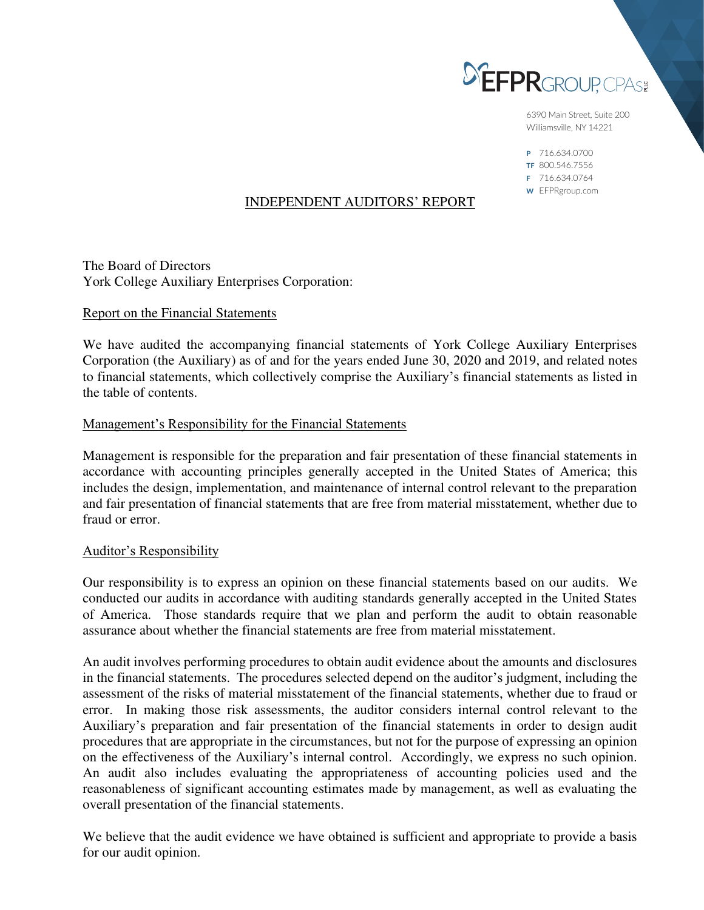EFPR GROUP, CPAs PLLC

6390 Main Street, Suite 200
Williamsville, NY 14221

P 716.634.0700
TF 800.546.7556
F 716.634.0764
W EFPRgroup.com

# INDEPENDENT AUDITORS' REPORT

The Board of Directors
York College Auxiliary Enterprises Corporation:

## Report on the Financial Statements

We have audited the accompanying financial statements of York College Auxiliary Enterprises Corporation (the Auxiliary) as of and for the years ended June 30, 2020 and 2019, and related notes to financial statements, which collectively comprise the Auxiliary's financial statements as listed in the table of contents.

## Management's Responsibility for the Financial Statements

Management is responsible for the preparation and fair presentation of these financial statements in accordance with accounting principles generally accepted in the United States of America; this includes the design, implementation, and maintenance of internal control relevant to the preparation and fair presentation of financial statements that are free from material misstatement, whether due to fraud or error.

## Auditor's Responsibility

Our responsibility is to express an opinion on these financial statements based on our audits. We conducted our audits in accordance with auditing standards generally accepted in the United States of America. Those standards require that we plan and perform the audit to obtain reasonable assurance about whether the financial statements are free from material misstatement.

An audit involves performing procedures to obtain audit evidence about the amounts and disclosures in the financial statements. The procedures selected depend on the auditor's judgment, including the assessment of the risks of material misstatement of the financial statements, whether due to fraud or error. In making those risk assessments, the auditor considers internal control relevant to the Auxiliary's preparation and fair presentation of the financial statements in order to design audit procedures that are appropriate in the circumstances, but not for the purpose of expressing an opinion on the effectiveness of the Auxiliary's internal control. Accordingly, we express no such opinion. An audit also includes evaluating the appropriateness of accounting policies used and the reasonableness of significant accounting estimates made by management, as well as evaluating the overall presentation of the financial statements.

We believe that the audit evidence we have obtained is sufficient and appropriate to provide a basis for our audit opinion.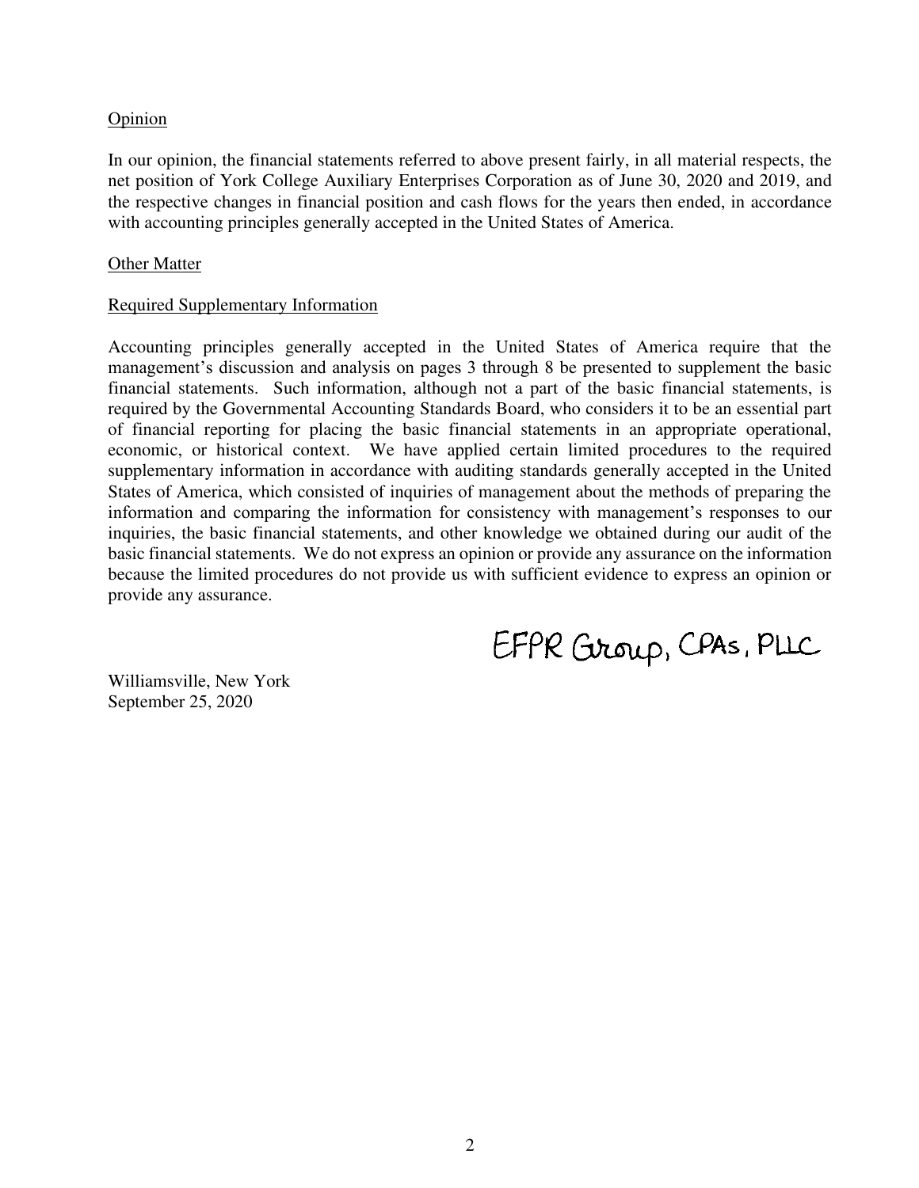Opinion

In our opinion, the financial statements referred to above present fairly, in all material respects, the net position of York College Auxiliary Enterprises Corporation as of June 30, 2020 and 2019, and the respective changes in financial position and cash flows for the years then ended, in accordance with accounting principles generally accepted in the United States of America.

Other Matter

Required Supplementary Information

Accounting principles generally accepted in the United States of America require that the management's discussion and analysis on pages 3 through 8 be presented to supplement the basic financial statements. Such information, although not a part of the basic financial statements, is required by the Governmental Accounting Standards Board, who considers it to be an essential part of financial reporting for placing the basic financial statements in an appropriate operational, economic, or historical context. We have applied certain limited procedures to the required supplementary information in accordance with auditing standards generally accepted in the United States of America, which consisted of inquiries of management about the methods of preparing the information and comparing the information for consistency with management's responses to our inquiries, the basic financial statements, and other knowledge we obtained during our audit of the basic financial statements. We do not express an opinion or provide any assurance on the information because the limited procedures do not provide us with sufficient evidence to express an opinion or provide any assurance.

EFPR Group, CPAs, PLLC

Williamsville, New York
September 25, 2020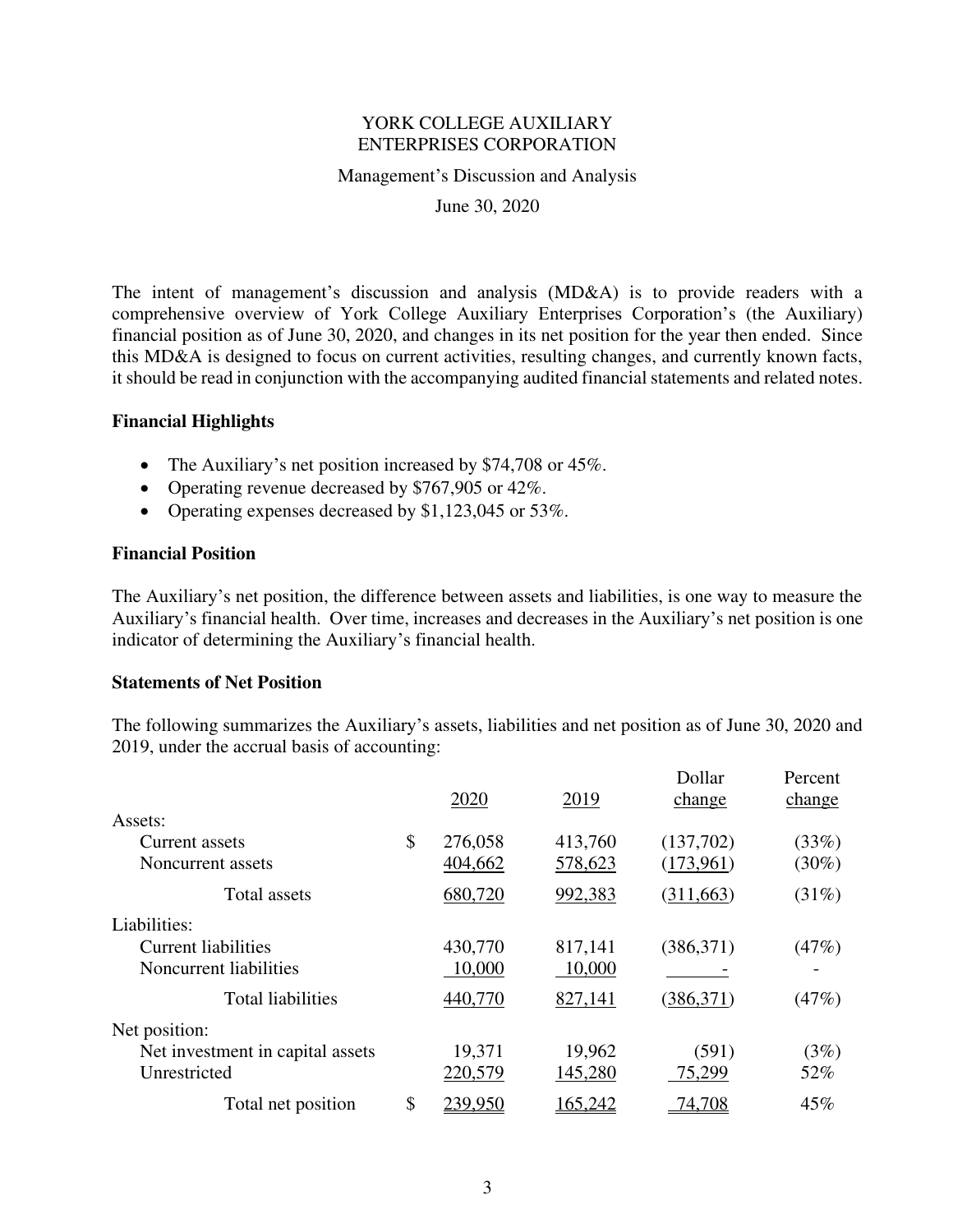YORK COLLEGE AUXILIARY
ENTERPRISES CORPORATION

Management's Discussion and Analysis

June 30, 2020

The intent of management's discussion and analysis (MD&A) is to provide readers with a comprehensive overview of York College Auxiliary Enterprises Corporation's (the Auxiliary) financial position as of June 30, 2020, and changes in its net position for the year then ended. Since this MD&A is designed to focus on current activities, resulting changes, and currently known facts, it should be read in conjunction with the accompanying audited financial statements and related notes.

### Financial Highlights

- The Auxiliary's net position increased by $74,708 or 45%.
- Operating revenue decreased by $767,905 or 42%.
- Operating expenses decreased by $1,123,045 or 53%.

### Financial Position

The Auxiliary's net position, the difference between assets and liabilities, is one way to measure the Auxiliary's financial health. Over time, increases and decreases in the Auxiliary's net position is one indicator of determining the Auxiliary's financial health.

### Statements of Net Position

The following summarizes the Auxiliary's assets, liabilities and net position as of June 30, 2020 and 2019, under the accrual basis of accounting:

| | 2020 | 2019 | Dollar change | Percent change |
|---|---|---|---|---|
| Assets: | | | | |
| Current assets | $ 276,058 | 413,760 | (137,702) | (33%) |
| Noncurrent assets | 404,662 | 578,623 | (173,961) | (30%) |
| Total assets | 680,720 | 992,383 | (311,663) | (31%) |
| Liabilities: | | | | |
| Current liabilities | 430,770 | 817,141 | (386,371) | (47%) |
| Noncurrent liabilities | 10,000 | 10,000 | - | - |
| Total liabilities | 440,770 | 827,141 | (386,371) | (47%) |
| Net position: | | | | |
| Net investment in capital assets | 19,371 | 19,962 | (591) | (3%) |
| Unrestricted | 220,579 | 145,280 | 75,299 | 52% |
| Total net position | $ 239,950 | 165,242 | 74,708 | 45% |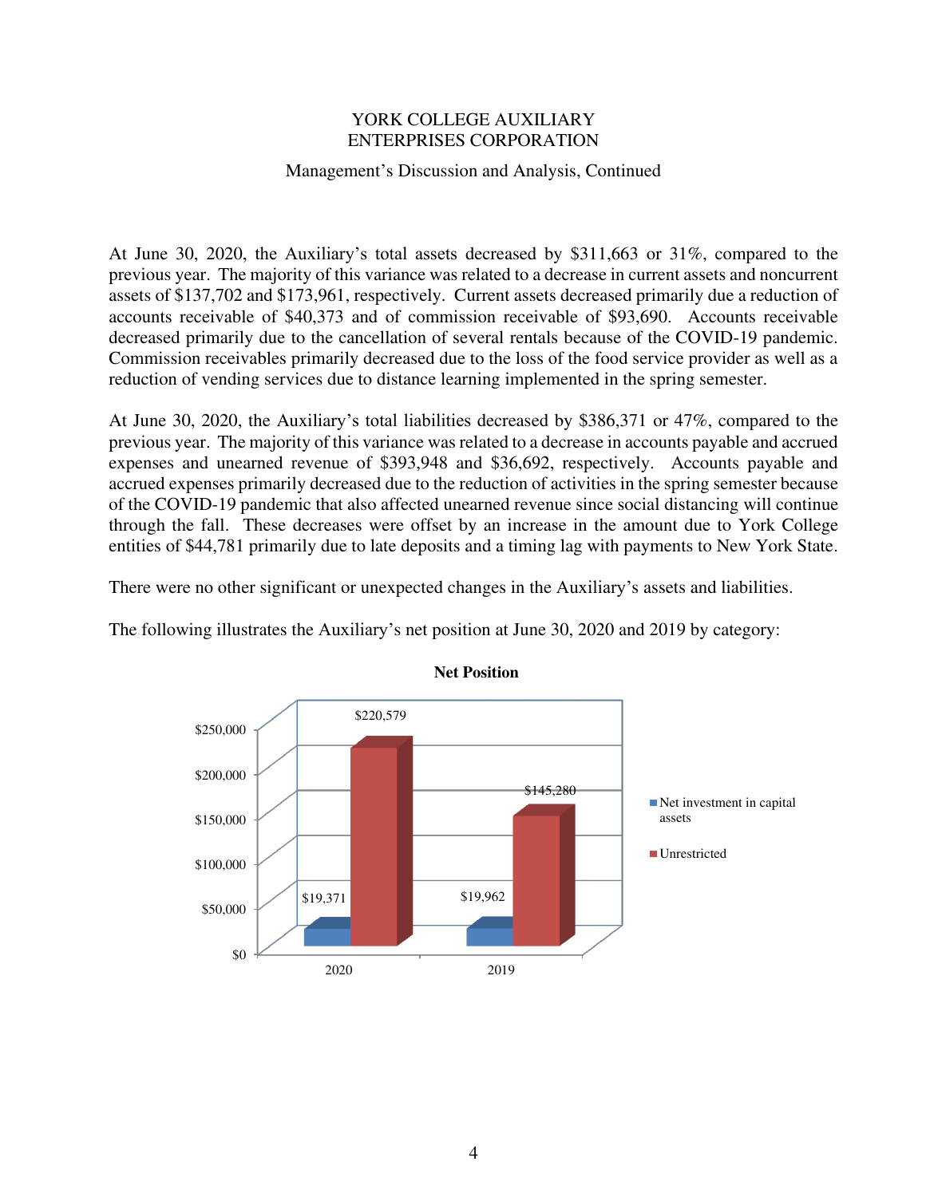At June 30, 2020, the Auxiliary's total assets decreased by $311,663 or 31%, compared to the previous year. The majority of this variance was related to a decrease in current assets and noncurrent assets of $137,702 and $173,961, respectively. Current assets decreased primarily due a reduction of accounts receivable of $40,373 and of commission receivable of $93,690. Accounts receivable decreased primarily due to the cancellation of several rentals because of the COVID-19 pandemic. Commission receivables primarily decreased due to the loss of the food service provider as well as a reduction of vending services due to distance learning implemented in the spring semester.

At June 30, 2020, the Auxiliary's total liabilities decreased by $386,371 or 47%, compared to the previous year. The majority of this variance was related to a decrease in accounts payable and accrued expenses and unearned revenue of $393,948 and $36,692, respectively. Accounts payable and accrued expenses primarily decreased due to the reduction of activities in the spring semester because of the COVID-19 pandemic that also affected unearned revenue since social distancing will continue through the fall. These decreases were offset by an increase in the amount due to York College entities of $44,781 primarily due to late deposits and a timing lag with payments to New York State.

There were no other significant or unexpected changes in the Auxiliary's assets and liabilities.

The following illustrates the Auxiliary's net position at June 30, 2020 and 2019 by category:

**Net Position**

| | Net investment in capital assets | Unrestricted |
|---|---|---|
| 2020 | $19,371 | $220,579 |
| 2019 | $19,962 | $145,280 |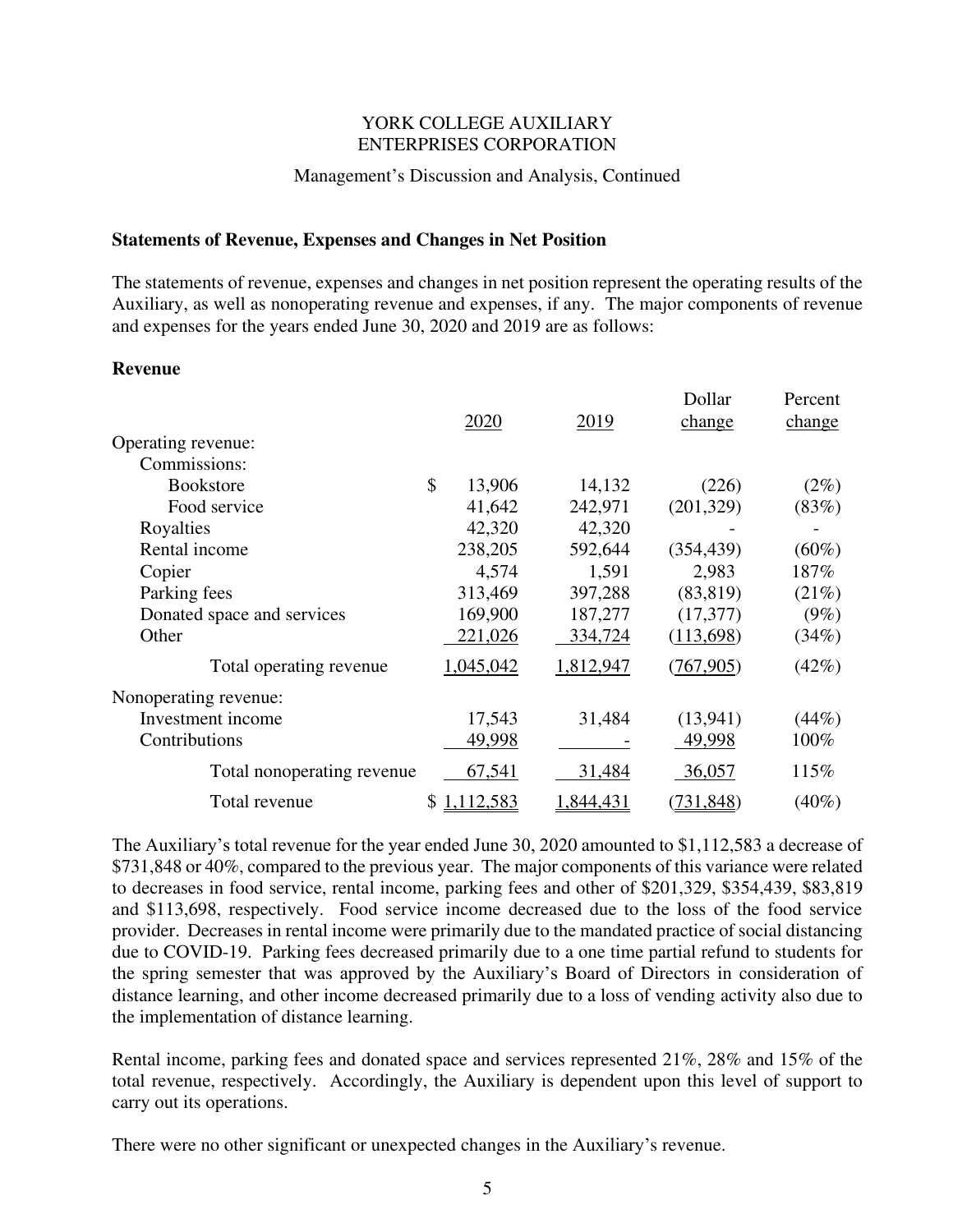YORK COLLEGE AUXILIARY
ENTERPRISES CORPORATION

Management's Discussion and Analysis, Continued

## Statements of Revenue, Expenses and Changes in Net Position

The statements of revenue, expenses and changes in net position represent the operating results of the Auxiliary, as well as nonoperating revenue and expenses, if any. The major components of revenue and expenses for the years ended June 30, 2020 and 2019 are as follows:

### Revenue

| | 2020 | 2019 | Dollar change | Percent change |
|---|---|---|---|---|
| Operating revenue: | | | | |
| Commissions: | | | | |
| Bookstore | $ 13,906 | 14,132 | (226) | (2%) |
| Food service | 41,642 | 242,971 | (201,329) | (83%) |
| Royalties | 42,320 | 42,320 | - | - |
| Rental income | 238,205 | 592,644 | (354,439) | (60%) |
| Copier | 4,574 | 1,591 | 2,983 | 187% |
| Parking fees | 313,469 | 397,288 | (83,819) | (21%) |
| Donated space and services | 169,900 | 187,277 | (17,377) | (9%) |
| Other | 221,026 | 334,724 | (113,698) | (34%) |
| Total operating revenue | 1,045,042 | 1,812,947 | (767,905) | (42%) |
| Nonoperating revenue: | | | | |
| Investment income | 17,543 | 31,484 | (13,941) | (44%) |
| Contributions | 49,998 | - | 49,998 | 100% |
| Total nonoperating revenue | 67,541 | 31,484 | 36,057 | 115% |
| Total revenue | $ 1,112,583 | 1,844,431 | (731,848) | (40%) |

The Auxiliary's total revenue for the year ended June 30, 2020 amounted to $1,112,583 a decrease of $731,848 or 40%, compared to the previous year. The major components of this variance were related to decreases in food service, rental income, parking fees and other of $201,329, $354,439, $83,819 and $113,698, respectively. Food service income decreased due to the loss of the food service provider. Decreases in rental income were primarily due to the mandated practice of social distancing due to COVID-19. Parking fees decreased primarily due to a one time partial refund to students for the spring semester that was approved by the Auxiliary's Board of Directors in consideration of distance learning, and other income decreased primarily due to a loss of vending activity also due to the implementation of distance learning.

Rental income, parking fees and donated space and services represented 21%, 28% and 15% of the total revenue, respectively. Accordingly, the Auxiliary is dependent upon this level of support to carry out its operations.

There were no other significant or unexpected changes in the Auxiliary's revenue.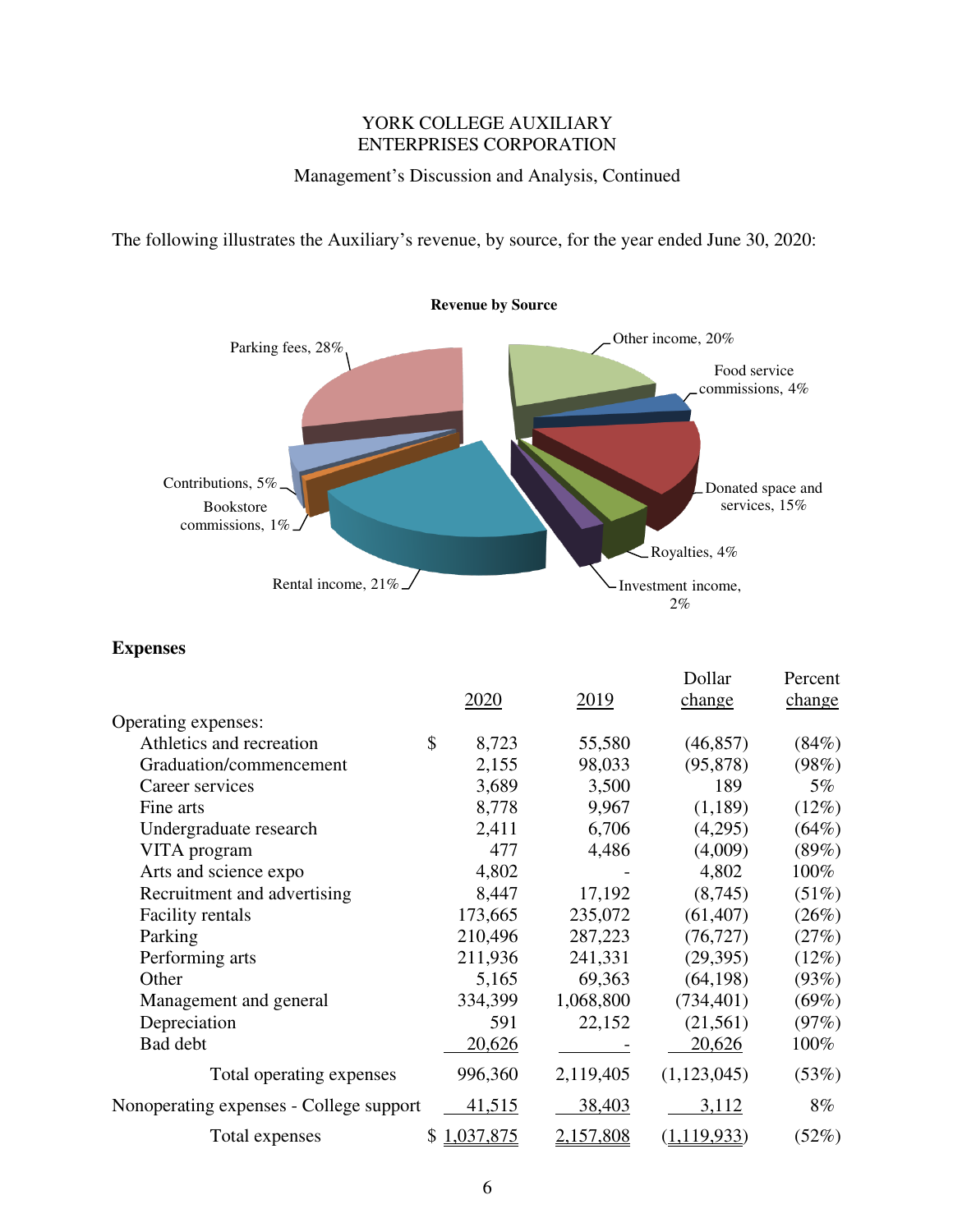YORK COLLEGE AUXILIARY
ENTERPRISES CORPORATION

Management's Discussion and Analysis, Continued

The following illustrates the Auxiliary's revenue, by source, for the year ended June 30, 2020:

**Revenue by Source**

Parking fees, 28%
Other income, 20%
Food service commissions, 4%
Donated space and services, 15%
Royalties, 4%
Investment income, 2%
Rental income, 21%
Bookstore commissions, 1%
Contributions, 5%

## Expenses

| | 2020 | 2019 | Dollar change | Percent change |
|---|---|---|---|---|
| Operating expenses: | | | | |
| Athletics and recreation | $ 8,723 | 55,580 | (46,857) | (84%) |
| Graduation/commencement | 2,155 | 98,033 | (95,878) | (98%) |
| Career services | 3,689 | 3,500 | 189 | 5% |
| Fine arts | 8,778 | 9,967 | (1,189) | (12%) |
| Undergraduate research | 2,411 | 6,706 | (4,295) | (64%) |
| VITA program | 477 | 4,486 | (4,009) | (89%) |
| Arts and science expo | 4,802 | - | 4,802 | 100% |
| Recruitment and advertising | 8,447 | 17,192 | (8,745) | (51%) |
| Facility rentals | 173,665 | 235,072 | (61,407) | (26%) |
| Parking | 210,496 | 287,223 | (76,727) | (27%) |
| Performing arts | 211,936 | 241,331 | (29,395) | (12%) |
| Other | 5,165 | 69,363 | (64,198) | (93%) |
| Management and general | 334,399 | 1,068,800 | (734,401) | (69%) |
| Depreciation | 591 | 22,152 | (21,561) | (97%) |
| Bad debt | 20,626 | - | 20,626 | 100% |
| Total operating expenses | 996,360 | 2,119,405 | (1,123,045) | (53%) |
| Nonoperating expenses - College support | 41,515 | 38,403 | 3,112 | 8% |
| Total expenses | $ 1,037,875 | 2,157,808 | (1,119,933) | (52%) |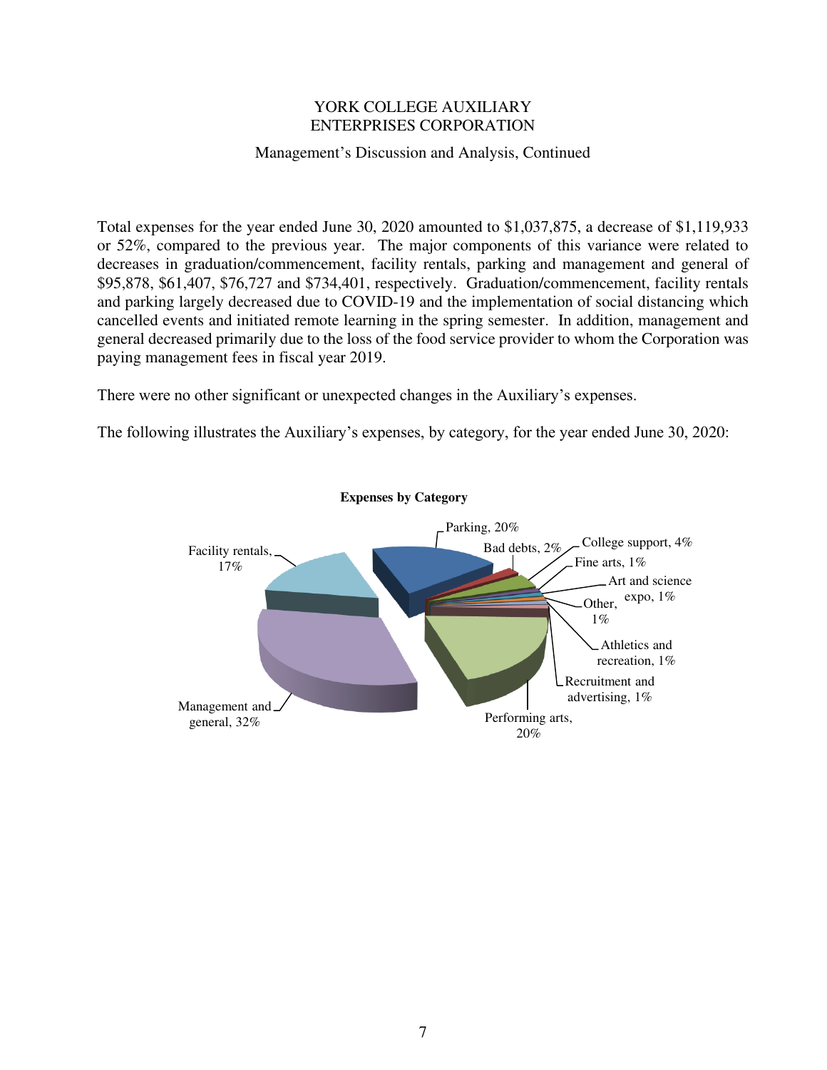YORK COLLEGE AUXILIARY
ENTERPRISES CORPORATION

Management's Discussion and Analysis, Continued

Total expenses for the year ended June 30, 2020 amounted to $1,037,875, a decrease of $1,119,933 or 52%, compared to the previous year. The major components of this variance were related to decreases in graduation/commencement, facility rentals, parking and management and general of $95,878, $61,407, $76,727 and $734,401, respectively. Graduation/commencement, facility rentals and parking largely decreased due to COVID-19 and the implementation of social distancing which cancelled events and initiated remote learning in the spring semester. In addition, management and general decreased primarily due to the loss of the food service provider to whom the Corporation was paying management fees in fiscal year 2019.

There were no other significant or unexpected changes in the Auxiliary's expenses.

The following illustrates the Auxiliary's expenses, by category, for the year ended June 30, 2020:

**Expenses by Category**

| Category | Percentage |
|---|---|
| Parking | 20% |
| Bad debts | 2% |
| College support | 4% |
| Fine arts | 1% |
| Art and science expo | 1% |
| Other | 1% |
| Athletics and recreation | 1% |
| Recruitment and advertising | 1% |
| Performing arts | 20% |
| Management and general | 32% |
| Facility rentals | 17% |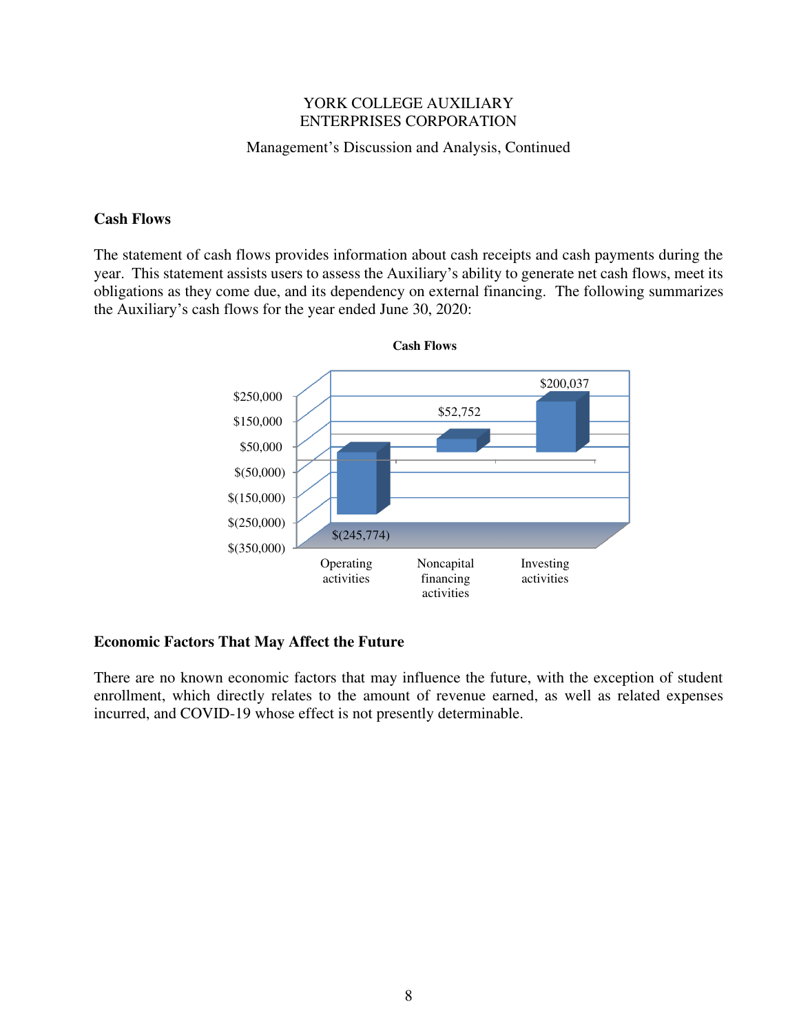YORK COLLEGE AUXILIARY
ENTERPRISES CORPORATION

Management's Discussion and Analysis, Continued

## Cash Flows

The statement of cash flows provides information about cash receipts and cash payments during the year. This statement assists users to assess the Auxiliary's ability to generate net cash flows, meet its obligations as they come due, and its dependency on external financing. The following summarizes the Auxiliary's cash flows for the year ended June 30, 2020:

**Cash Flows**

| Operating activities | Noncapital financing activities | Investing activities |
|---|---|---|
| $(245,774) | $52,752 | $200,037 |

## Economic Factors That May Affect the Future

There are no known economic factors that may influence the future, with the exception of student enrollment, which directly relates to the amount of revenue earned, as well as related expenses incurred, and COVID-19 whose effect is not presently determinable.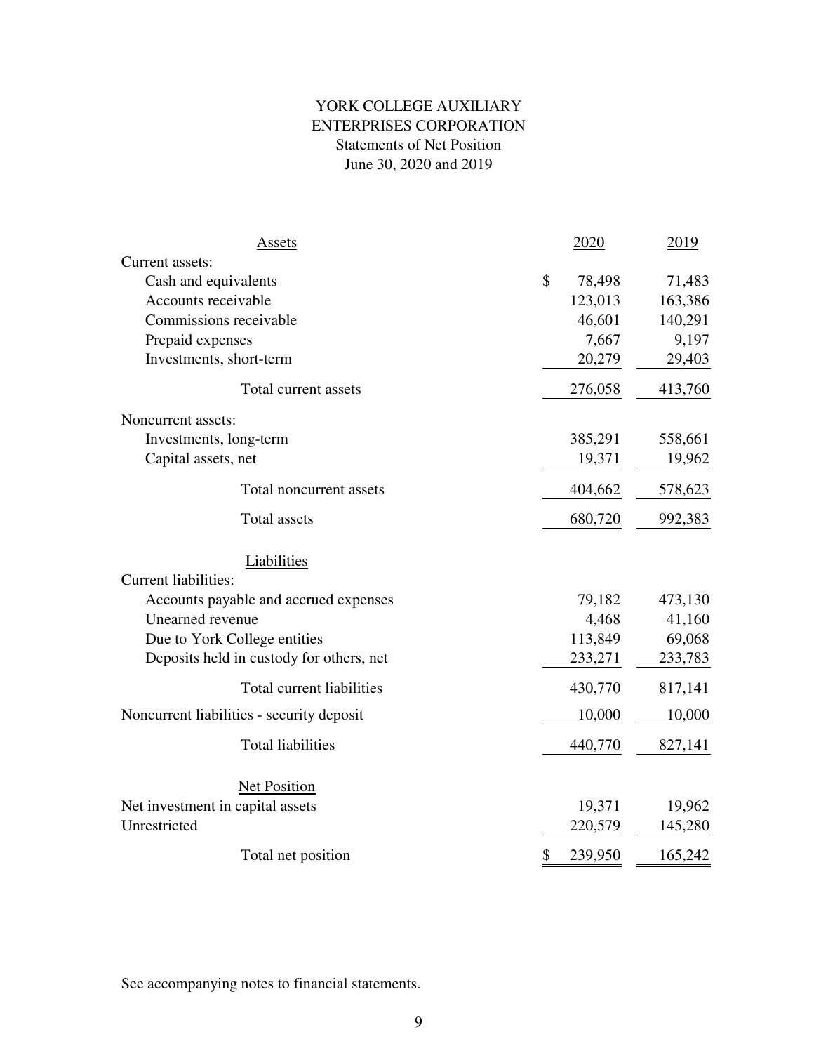# YORK COLLEGE AUXILIARY ENTERPRISES CORPORATION

## Statements of Net Position

### June 30, 2020 and 2019

| Assets | 2020 | 2019 |
|---|---|---|
| Current assets: | | |
| Cash and equivalents | $ 78,498 | 71,483 |
| Accounts receivable | 123,013 | 163,386 |
| Commissions receivable | 46,601 | 140,291 |
| Prepaid expenses | 7,667 | 9,197 |
| Investments, short-term | 20,279 | 29,403 |
| Total current assets | 276,058 | 413,760 |
| Noncurrent assets: | | |
| Investments, long-term | 385,291 | 558,661 |
| Capital assets, net | 19,371 | 19,962 |
| Total noncurrent assets | 404,662 | 578,623 |
| Total assets | 680,720 | 992,383 |
| **Liabilities** | | |
| Current liabilities: | | |
| Accounts payable and accrued expenses | 79,182 | 473,130 |
| Unearned revenue | 4,468 | 41,160 |
| Due to York College entities | 113,849 | 69,068 |
| Deposits held in custody for others, net | 233,271 | 233,783 |
| Total current liabilities | 430,770 | 817,141 |
| Noncurrent liabilities - security deposit | 10,000 | 10,000 |
| Total liabilities | 440,770 | 827,141 |
| **Net Position** | | |
| Net investment in capital assets | 19,371 | 19,962 |
| Unrestricted | 220,579 | 145,280 |
| Total net position | $ 239,950 | 165,242 |

See accompanying notes to financial statements.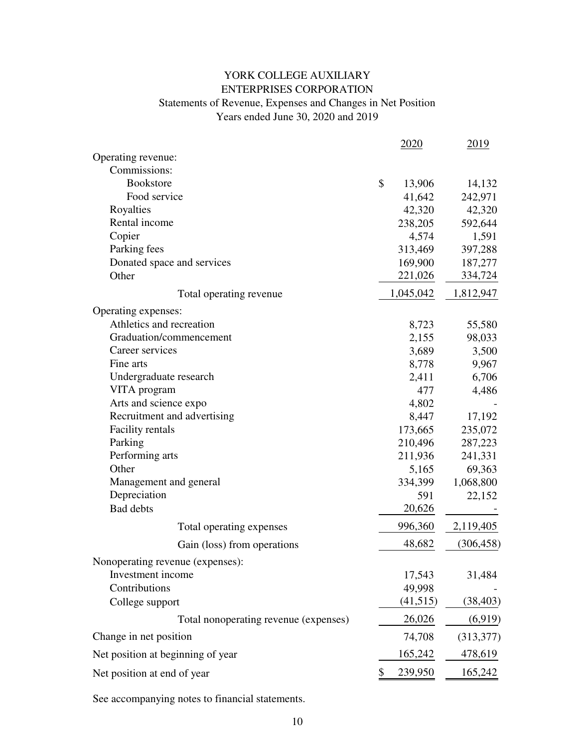# YORK COLLEGE AUXILIARY ENTERPRISES CORPORATION

## Statements of Revenue, Expenses and Changes in Net Position

### Years ended June 30, 2020 and 2019

| | 2020 | 2019 |
|---|---|---|
| Operating revenue: | | |
| Commissions: | | |
| Bookstore | $ 13,906 | 14,132 |
| Food service | 41,642 | 242,971 |
| Royalties | 42,320 | 42,320 |
| Rental income | 238,205 | 592,644 |
| Copier | 4,574 | 1,591 |
| Parking fees | 313,469 | 397,288 |
| Donated space and services | 169,900 | 187,277 |
| Other | 221,026 | 334,724 |
| Total operating revenue | 1,045,042 | 1,812,947 |
| Operating expenses: | | |
| Athletics and recreation | 8,723 | 55,580 |
| Graduation/commencement | 2,155 | 98,033 |
| Career services | 3,689 | 3,500 |
| Fine arts | 8,778 | 9,967 |
| Undergraduate research | 2,411 | 6,706 |
| VITA program | 477 | 4,486 |
| Arts and science expo | 4,802 | - |
| Recruitment and advertising | 8,447 | 17,192 |
| Facility rentals | 173,665 | 235,072 |
| Parking | 210,496 | 287,223 |
| Performing arts | 211,936 | 241,331 |
| Other | 5,165 | 69,363 |
| Management and general | 334,399 | 1,068,800 |
| Depreciation | 591 | 22,152 |
| Bad debts | 20,626 | - |
| Total operating expenses | 996,360 | 2,119,405 |
| Gain (loss) from operations | 48,682 | (306,458) |
| Nonoperating revenue (expenses): | | |
| Investment income | 17,543 | 31,484 |
| Contributions | 49,998 | - |
| College support | (41,515) | (38,403) |
| Total nonoperating revenue (expenses) | 26,026 | (6,919) |
| Change in net position | 74,708 | (313,377) |
| Net position at beginning of year | 165,242 | 478,619 |
| Net position at end of year | $ 239,950 | 165,242 |

See accompanying notes to financial statements.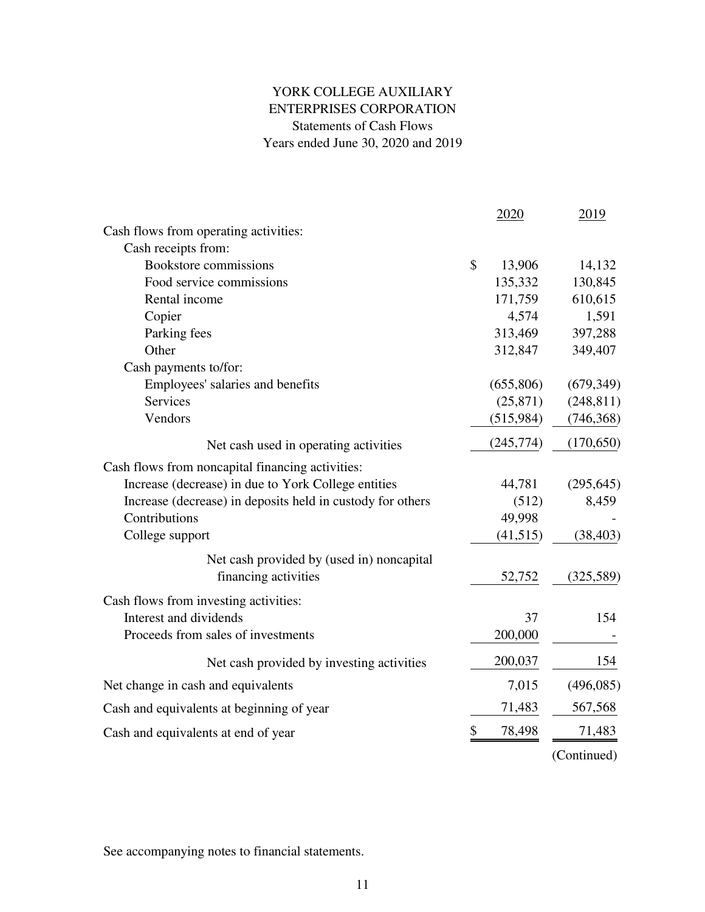# YORK COLLEGE AUXILIARY ENTERPRISES CORPORATION

## Statements of Cash Flows

### Years ended June 30, 2020 and 2019

| | 2020 | 2019 |
|---|---|---|
| Cash flows from operating activities: | | |
| Cash receipts from: | | |
| Bookstore commissions | $ 13,906 | 14,132 |
| Food service commissions | 135,332 | 130,845 |
| Rental income | 171,759 | 610,615 |
| Copier | 4,574 | 1,591 |
| Parking fees | 313,469 | 397,288 |
| Other | 312,847 | 349,407 |
| Cash payments to/for: | | |
| Employees' salaries and benefits | (655,806) | (679,349) |
| Services | (25,871) | (248,811) |
| Vendors | (515,984) | (746,368) |
| Net cash used in operating activities | (245,774) | (170,650) |
| Cash flows from noncapital financing activities: | | |
| Increase (decrease) in due to York College entities | 44,781 | (295,645) |
| Increase (decrease) in deposits held in custody for others | (512) | 8,459 |
| Contributions | 49,998 | - |
| College support | (41,515) | (38,403) |
| Net cash provided by (used in) noncapital financing activities | 52,752 | (325,589) |
| Cash flows from investing activities: | | |
| Interest and dividends | 37 | 154 |
| Proceeds from sales of investments | 200,000 | - |
| Net cash provided by investing activities | 200,037 | 154 |
| Net change in cash and equivalents | 7,015 | (496,085) |
| Cash and equivalents at beginning of year | 71,483 | 567,568 |
| Cash and equivalents at end of year | $ 78,498 | 71,483 |

(Continued)

See accompanying notes to financial statements.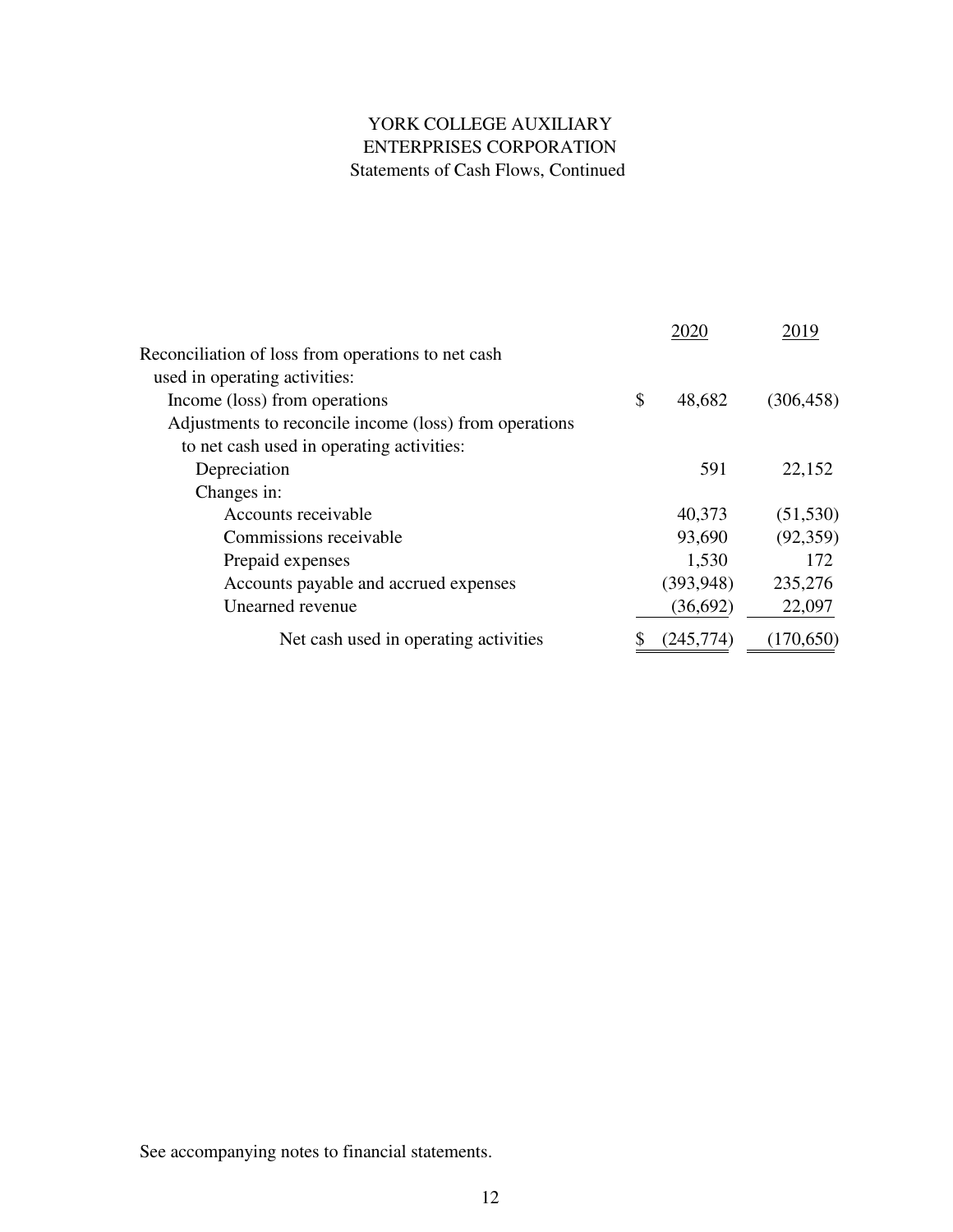# YORK COLLEGE AUXILIARY ENTERPRISES CORPORATION

Statements of Cash Flows, Continued

| | 2020 | 2019 |
|---|---|---|
| Reconciliation of loss from operations to net cash used in operating activities: | | |
| Income (loss) from operations | $ 48,682 | (306,458) |
| Adjustments to reconcile income (loss) from operations to net cash used in operating activities: | | |
| Depreciation | 591 | 22,152 |
| Changes in: | | |
| Accounts receivable | 40,373 | (51,530) |
| Commissions receivable | 93,690 | (92,359) |
| Prepaid expenses | 1,530 | 172 |
| Accounts payable and accrued expenses | (393,948) | 235,276 |
| Unearned revenue | (36,692) | 22,097 |
| Net cash used in operating activities | $ (245,774) | (170,650) |

See accompanying notes to financial statements.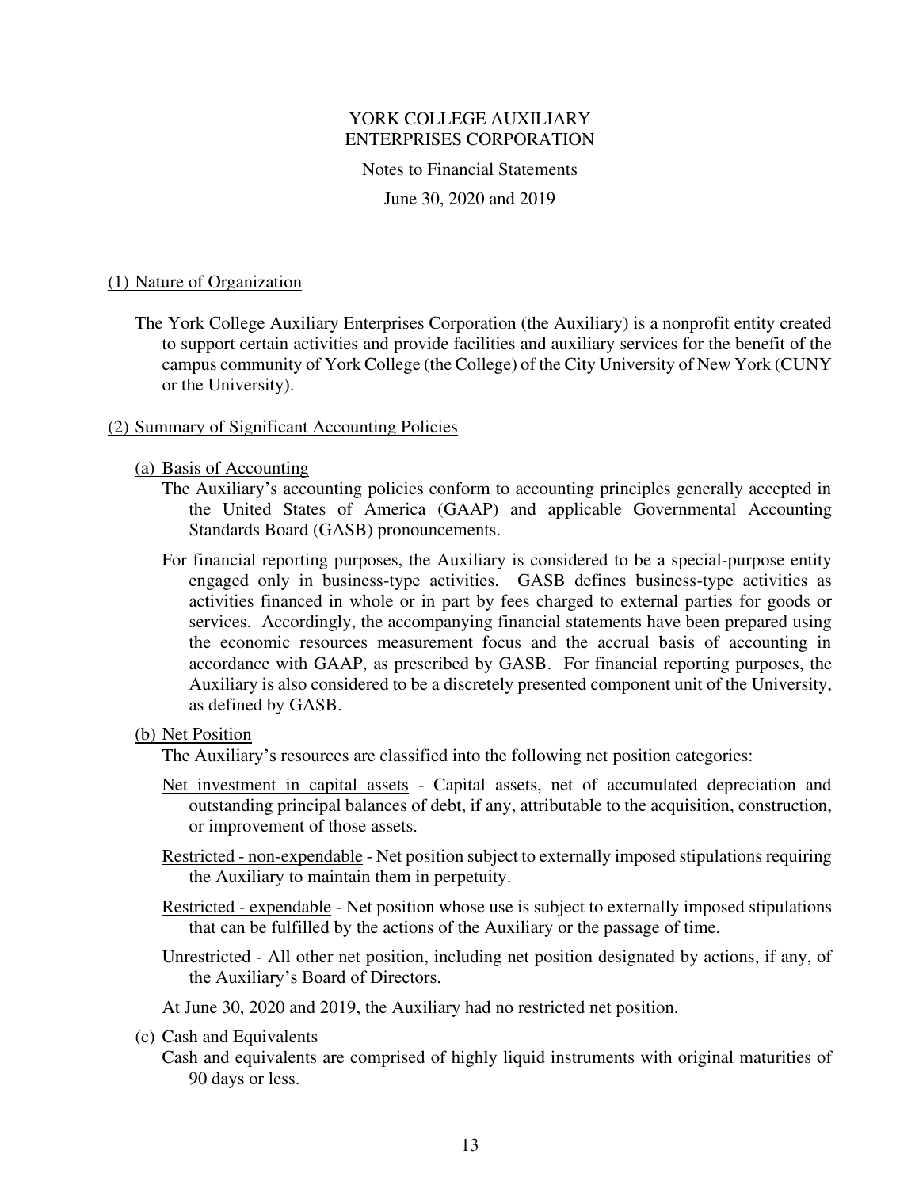# YORK COLLEGE AUXILIARY ENTERPRISES CORPORATION

Notes to Financial Statements

June 30, 2020 and 2019

## (1) Nature of Organization

The York College Auxiliary Enterprises Corporation (the Auxiliary) is a nonprofit entity created to support certain activities and provide facilities and auxiliary services for the benefit of the campus community of York College (the College) of the City University of New York (CUNY or the University).

## (2) Summary of Significant Accounting Policies

### (a) Basis of Accounting

The Auxiliary's accounting policies conform to accounting principles generally accepted in the United States of America (GAAP) and applicable Governmental Accounting Standards Board (GASB) pronouncements.

For financial reporting purposes, the Auxiliary is considered to be a special-purpose entity engaged only in business-type activities. GASB defines business-type activities as activities financed in whole or in part by fees charged to external parties for goods or services. Accordingly, the accompanying financial statements have been prepared using the economic resources measurement focus and the accrual basis of accounting in accordance with GAAP, as prescribed by GASB. For financial reporting purposes, the Auxiliary is also considered to be a discretely presented component unit of the University, as defined by GASB.

### (b) Net Position

The Auxiliary's resources are classified into the following net position categories:

Net investment in capital assets - Capital assets, net of accumulated depreciation and outstanding principal balances of debt, if any, attributable to the acquisition, construction, or improvement of those assets.

Restricted - non-expendable - Net position subject to externally imposed stipulations requiring the Auxiliary to maintain them in perpetuity.

Restricted - expendable - Net position whose use is subject to externally imposed stipulations that can be fulfilled by the actions of the Auxiliary or the passage of time.

Unrestricted - All other net position, including net position designated by actions, if any, of the Auxiliary's Board of Directors.

At June 30, 2020 and 2019, the Auxiliary had no restricted net position.

### (c) Cash and Equivalents

Cash and equivalents are comprised of highly liquid instruments with original maturities of 90 days or less.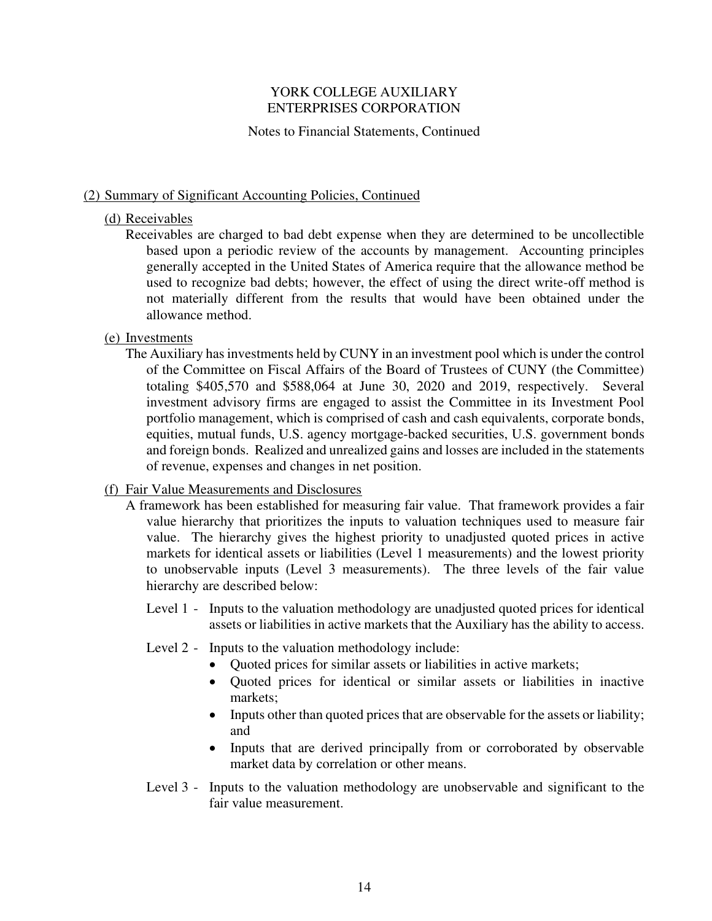## (2) Summary of Significant Accounting Policies, Continued

### (d) Receivables

Receivables are charged to bad debt expense when they are determined to be uncollectible based upon a periodic review of the accounts by management. Accounting principles generally accepted in the United States of America require that the allowance method be used to recognize bad debts; however, the effect of using the direct write-off method is not materially different from the results that would have been obtained under the allowance method.

### (e) Investments

The Auxiliary has investments held by CUNY in an investment pool which is under the control of the Committee on Fiscal Affairs of the Board of Trustees of CUNY (the Committee) totaling $405,570 and $588,064 at June 30, 2020 and 2019, respectively. Several investment advisory firms are engaged to assist the Committee in its Investment Pool portfolio management, which is comprised of cash and cash equivalents, corporate bonds, equities, mutual funds, U.S. agency mortgage-backed securities, U.S. government bonds and foreign bonds. Realized and unrealized gains and losses are included in the statements of revenue, expenses and changes in net position.

### (f) Fair Value Measurements and Disclosures

A framework has been established for measuring fair value. That framework provides a fair value hierarchy that prioritizes the inputs to valuation techniques used to measure fair value. The hierarchy gives the highest priority to unadjusted quoted prices in active markets for identical assets or liabilities (Level 1 measurements) and the lowest priority to unobservable inputs (Level 3 measurements). The three levels of the fair value hierarchy are described below:

Level 1 - Inputs to the valuation methodology are unadjusted quoted prices for identical assets or liabilities in active markets that the Auxiliary has the ability to access.

Level 2 - Inputs to the valuation methodology include:

- Quoted prices for similar assets or liabilities in active markets;
- Quoted prices for identical or similar assets or liabilities in inactive markets;
- Inputs other than quoted prices that are observable for the assets or liability; and
- Inputs that are derived principally from or corroborated by observable market data by correlation or other means.

Level 3 - Inputs to the valuation methodology are unobservable and significant to the fair value measurement.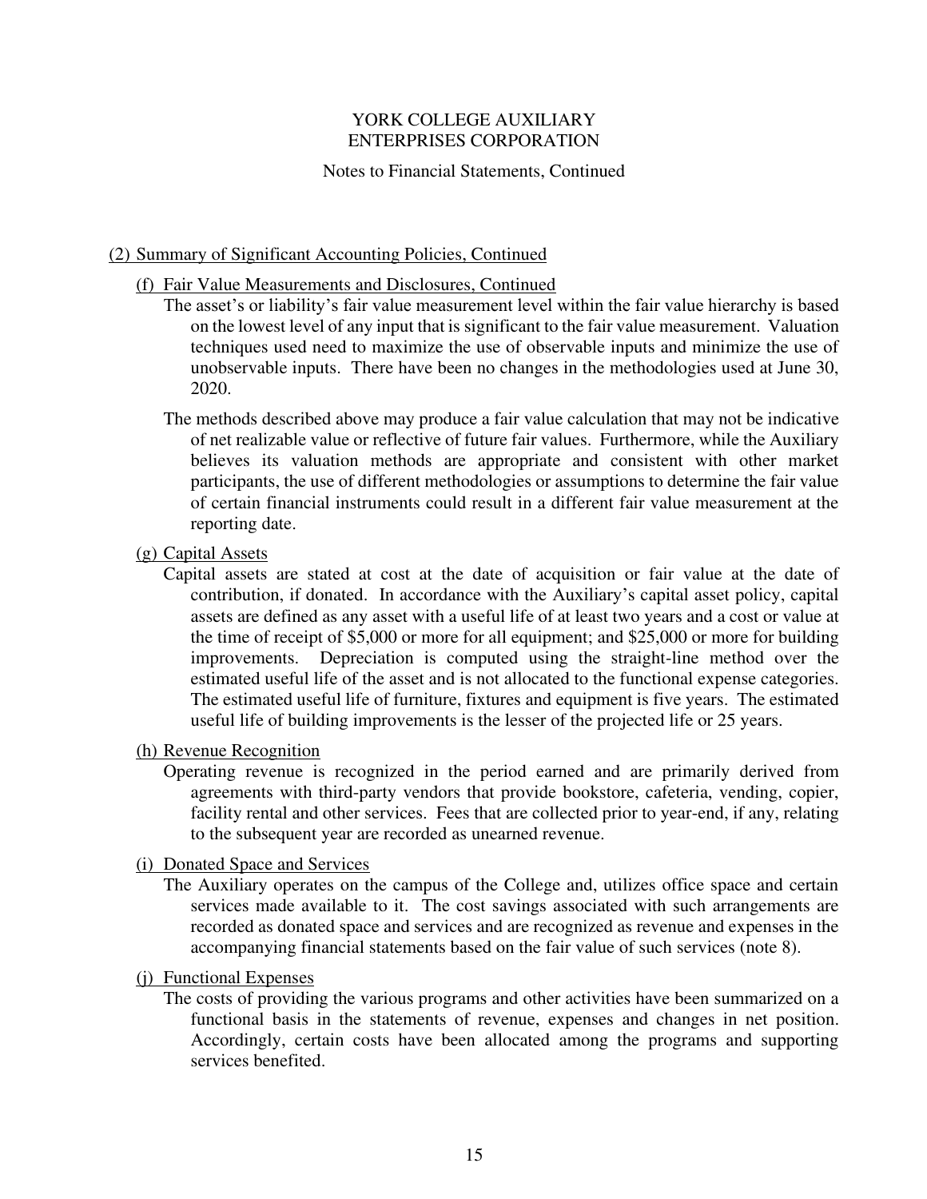YORK COLLEGE AUXILIARY
ENTERPRISES CORPORATION

Notes to Financial Statements, Continued

## (2) Summary of Significant Accounting Policies, Continued

### (f) Fair Value Measurements and Disclosures, Continued

The asset's or liability's fair value measurement level within the fair value hierarchy is based on the lowest level of any input that is significant to the fair value measurement. Valuation techniques used need to maximize the use of observable inputs and minimize the use of unobservable inputs. There have been no changes in the methodologies used at June 30, 2020.

The methods described above may produce a fair value calculation that may not be indicative of net realizable value or reflective of future fair values. Furthermore, while the Auxiliary believes its valuation methods are appropriate and consistent with other market participants, the use of different methodologies or assumptions to determine the fair value of certain financial instruments could result in a different fair value measurement at the reporting date.

### (g) Capital Assets

Capital assets are stated at cost at the date of acquisition or fair value at the date of contribution, if donated. In accordance with the Auxiliary's capital asset policy, capital assets are defined as any asset with a useful life of at least two years and a cost or value at the time of receipt of $5,000 or more for all equipment; and $25,000 or more for building improvements. Depreciation is computed using the straight-line method over the estimated useful life of the asset and is not allocated to the functional expense categories. The estimated useful life of furniture, fixtures and equipment is five years. The estimated useful life of building improvements is the lesser of the projected life or 25 years.

### (h) Revenue Recognition

Operating revenue is recognized in the period earned and are primarily derived from agreements with third-party vendors that provide bookstore, cafeteria, vending, copier, facility rental and other services. Fees that are collected prior to year-end, if any, relating to the subsequent year are recorded as unearned revenue.

### (i) Donated Space and Services

The Auxiliary operates on the campus of the College and, utilizes office space and certain services made available to it. The cost savings associated with such arrangements are recorded as donated space and services and are recognized as revenue and expenses in the accompanying financial statements based on the fair value of such services (note 8).

### (j) Functional Expenses

The costs of providing the various programs and other activities have been summarized on a functional basis in the statements of revenue, expenses and changes in net position. Accordingly, certain costs have been allocated among the programs and supporting services benefited.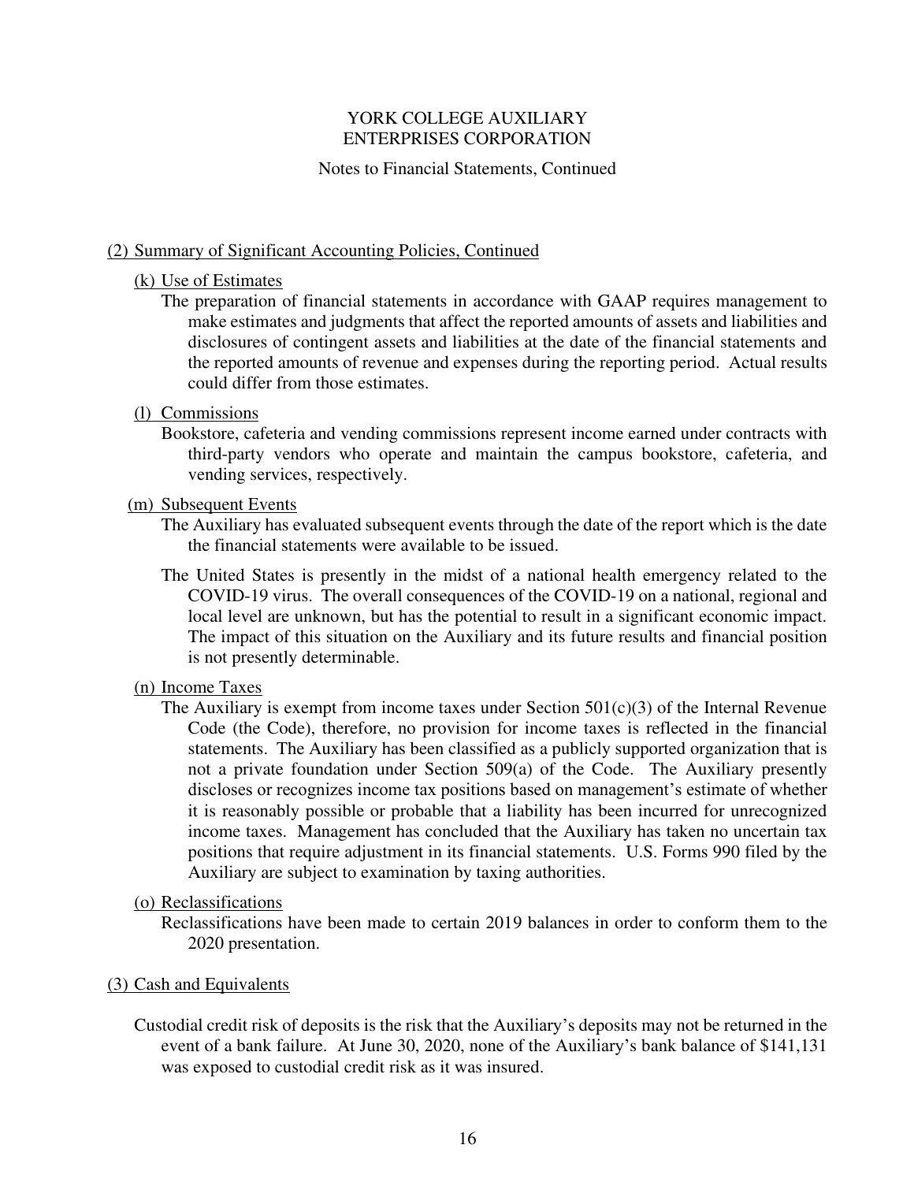YORK COLLEGE AUXILIARY
ENTERPRISES CORPORATION

Notes to Financial Statements, Continued

## (2) Summary of Significant Accounting Policies, Continued

### (k) Use of Estimates

The preparation of financial statements in accordance with GAAP requires management to make estimates and judgments that affect the reported amounts of assets and liabilities and disclosures of contingent assets and liabilities at the date of the financial statements and the reported amounts of revenue and expenses during the reporting period. Actual results could differ from those estimates.

### (l) Commissions

Bookstore, cafeteria and vending commissions represent income earned under contracts with third-party vendors who operate and maintain the campus bookstore, cafeteria, and vending services, respectively.

### (m) Subsequent Events

The Auxiliary has evaluated subsequent events through the date of the report which is the date the financial statements were available to be issued.

The United States is presently in the midst of a national health emergency related to the COVID-19 virus. The overall consequences of the COVID-19 on a national, regional and local level are unknown, but has the potential to result in a significant economic impact. The impact of this situation on the Auxiliary and its future results and financial position is not presently determinable.

### (n) Income Taxes

The Auxiliary is exempt from income taxes under Section 501(c)(3) of the Internal Revenue Code (the Code), therefore, no provision for income taxes is reflected in the financial statements. The Auxiliary has been classified as a publicly supported organization that is not a private foundation under Section 509(a) of the Code. The Auxiliary presently discloses or recognizes income tax positions based on management's estimate of whether it is reasonably possible or probable that a liability has been incurred for unrecognized income taxes. Management has concluded that the Auxiliary has taken no uncertain tax positions that require adjustment in its financial statements. U.S. Forms 990 filed by the Auxiliary are subject to examination by taxing authorities.

### (o) Reclassifications

Reclassifications have been made to certain 2019 balances in order to conform them to the 2020 presentation.

## (3) Cash and Equivalents

Custodial credit risk of deposits is the risk that the Auxiliary's deposits may not be returned in the event of a bank failure. At June 30, 2020, none of the Auxiliary's bank balance of $141,131 was exposed to custodial credit risk as it was insured.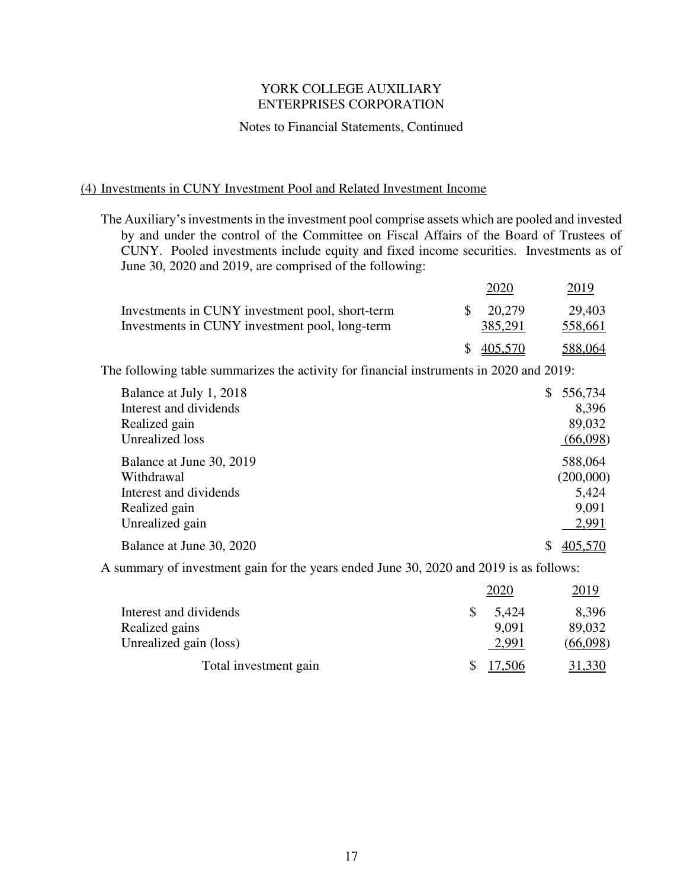YORK COLLEGE AUXILIARY
ENTERPRISES CORPORATION

Notes to Financial Statements, Continued

## (4) Investments in CUNY Investment Pool and Related Investment Income

The Auxiliary's investments in the investment pool comprise assets which are pooled and invested by and under the control of the Committee on Fiscal Affairs of the Board of Trustees of CUNY. Pooled investments include equity and fixed income securities. Investments as of June 30, 2020 and 2019, are comprised of the following:

| | 2020 | 2019 |
|---|---|---|
| Investments in CUNY investment pool, short-term | $ 20,279 | 29,403 |
| Investments in CUNY investment pool, long-term | 385,291 | 558,661 |
| | $ 405,570 | 588,064 |

The following table summarizes the activity for financial instruments in 2020 and 2019:

| | |
|---|---|
| Balance at July 1, 2018 | $ 556,734 |
| Interest and dividends | 8,396 |
| Realized gain | 89,032 |
| Unrealized loss | (66,098) |
| Balance at June 30, 2019 | 588,064 |
| Withdrawal | (200,000) |
| Interest and dividends | 5,424 |
| Realized gain | 9,091 |
| Unrealized gain | 2,991 |
| Balance at June 30, 2020 | $ 405,570 |

A summary of investment gain for the years ended June 30, 2020 and 2019 is as follows:

| | 2020 | 2019 |
|---|---|---|
| Interest and dividends | $ 5,424 | 8,396 |
| Realized gains | 9,091 | 89,032 |
| Unrealized gain (loss) | 2,991 | (66,098) |
| Total investment gain | $ 17,506 | 31,330 |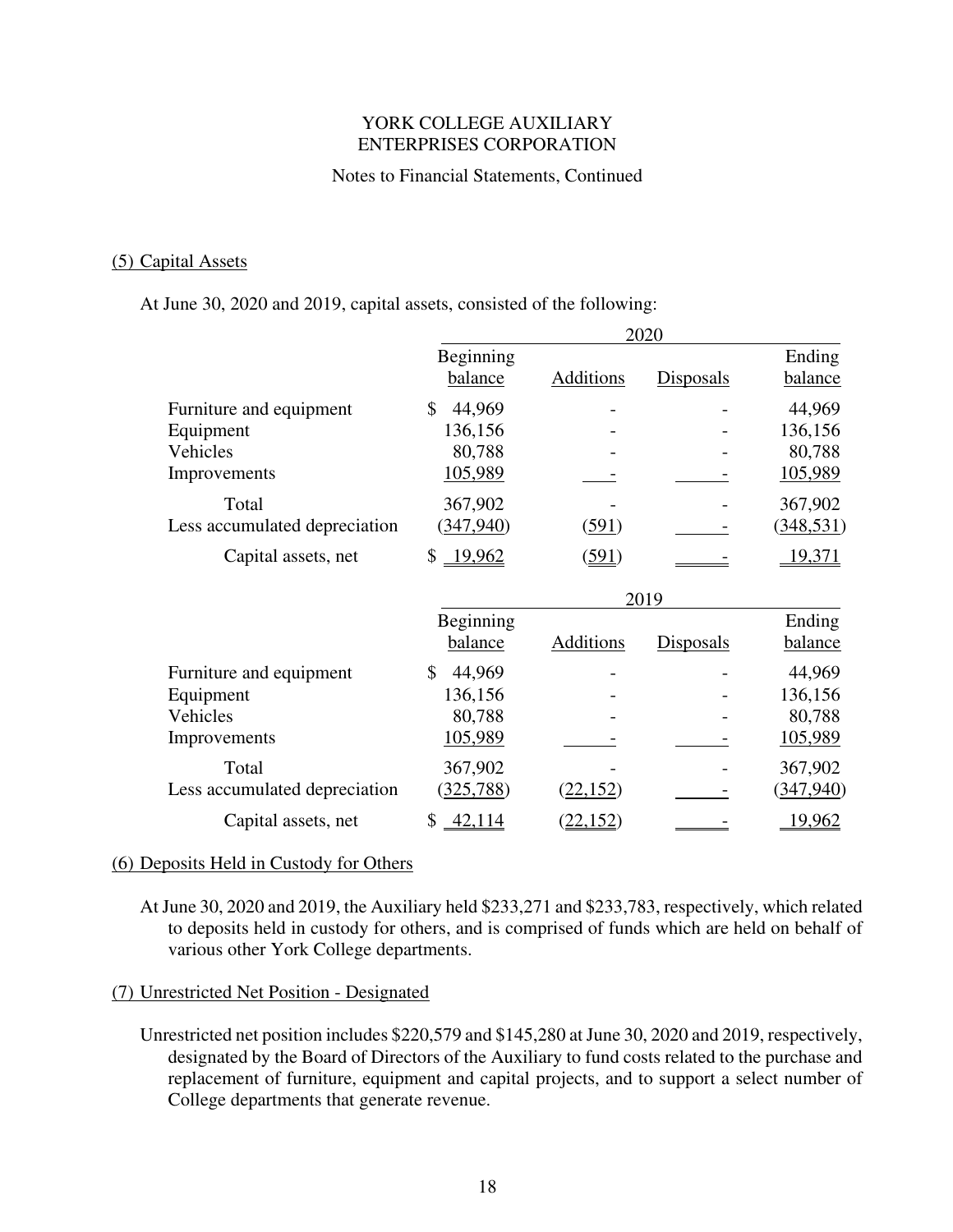YORK COLLEGE AUXILIARY ENTERPRISES CORPORATION

Notes to Financial Statements, Continued

## (5) Capital Assets

At June 30, 2020 and 2019, capital assets, consisted of the following:

| | 2020 | | | |
|---|---|---|---|---|
| | Beginning balance | Additions | Disposals | Ending balance |
| Furniture and equipment | $ 44,969 | - | - | 44,969 |
| Equipment | 136,156 | - | - | 136,156 |
| Vehicles | 80,788 | - | - | 80,788 |
| Improvements | 105,989 | - | - | 105,989 |
| Total | 367,902 | - | - | 367,902 |
| Less accumulated depreciation | (347,940) | (591) | - | (348,531) |
| Capital assets, net | $ 19,962 | (591) | - | 19,371 |

| | 2019 | | | |
|---|---|---|---|---|
| | Beginning balance | Additions | Disposals | Ending balance |
| Furniture and equipment | $ 44,969 | - | - | 44,969 |
| Equipment | 136,156 | - | - | 136,156 |
| Vehicles | 80,788 | - | - | 80,788 |
| Improvements | 105,989 | - | - | 105,989 |
| Total | 367,902 | - | - | 367,902 |
| Less accumulated depreciation | (325,788) | (22,152) | - | (347,940) |
| Capital assets, net | $ 42,114 | (22,152) | - | 19,962 |

## (6) Deposits Held in Custody for Others

At June 30, 2020 and 2019, the Auxiliary held $233,271 and $233,783, respectively, which related to deposits held in custody for others, and is comprised of funds which are held on behalf of various other York College departments.

## (7) Unrestricted Net Position - Designated

Unrestricted net position includes $220,579 and $145,280 at June 30, 2020 and 2019, respectively, designated by the Board of Directors of the Auxiliary to fund costs related to the purchase and replacement of furniture, equipment and capital projects, and to support a select number of College departments that generate revenue.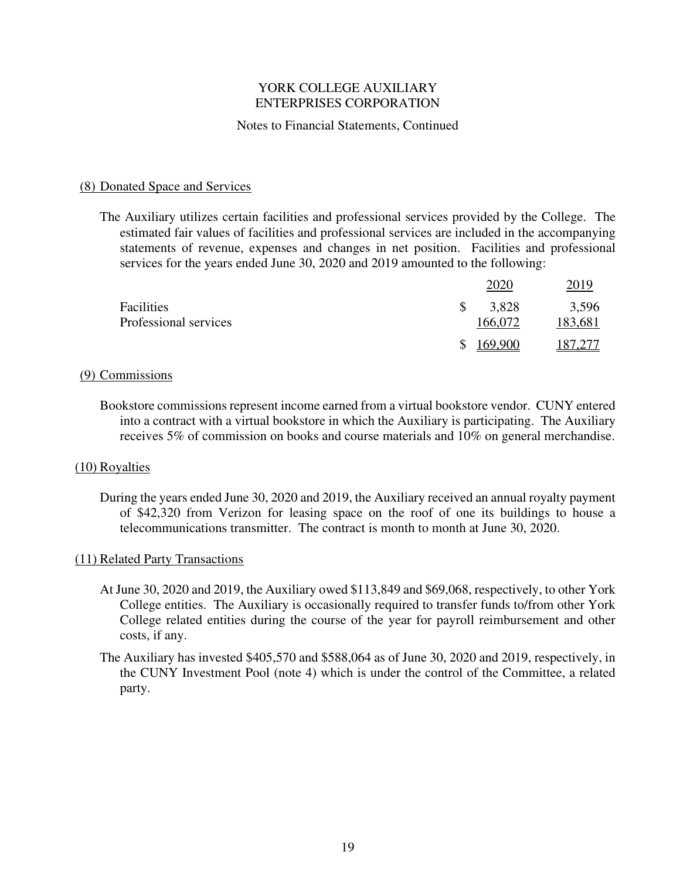YORK COLLEGE AUXILIARY
ENTERPRISES CORPORATION

Notes to Financial Statements, Continued

## (8) Donated Space and Services

The Auxiliary utilizes certain facilities and professional services provided by the College. The estimated fair values of facilities and professional services are included in the accompanying statements of revenue, expenses and changes in net position. Facilities and professional services for the years ended June 30, 2020 and 2019 amounted to the following:

| | 2020 | 2019 |
|---|---|---|
| Facilities | $ 3,828 | 3,596 |
| Professional services | 166,072 | 183,681 |
| | $ 169,900 | 187,277 |

## (9) Commissions

Bookstore commissions represent income earned from a virtual bookstore vendor. CUNY entered into a contract with a virtual bookstore in which the Auxiliary is participating. The Auxiliary receives 5% of commission on books and course materials and 10% on general merchandise.

## (10) Royalties

During the years ended June 30, 2020 and 2019, the Auxiliary received an annual royalty payment of $42,320 from Verizon for leasing space on the roof of one its buildings to house a telecommunications transmitter. The contract is month to month at June 30, 2020.

## (11) Related Party Transactions

At June 30, 2020 and 2019, the Auxiliary owed $113,849 and $69,068, respectively, to other York College entities. The Auxiliary is occasionally required to transfer funds to/from other York College related entities during the course of the year for payroll reimbursement and other costs, if any.

The Auxiliary has invested $405,570 and $588,064 as of June 30, 2020 and 2019, respectively, in the CUNY Investment Pool (note 4) which is under the control of the Committee, a related party.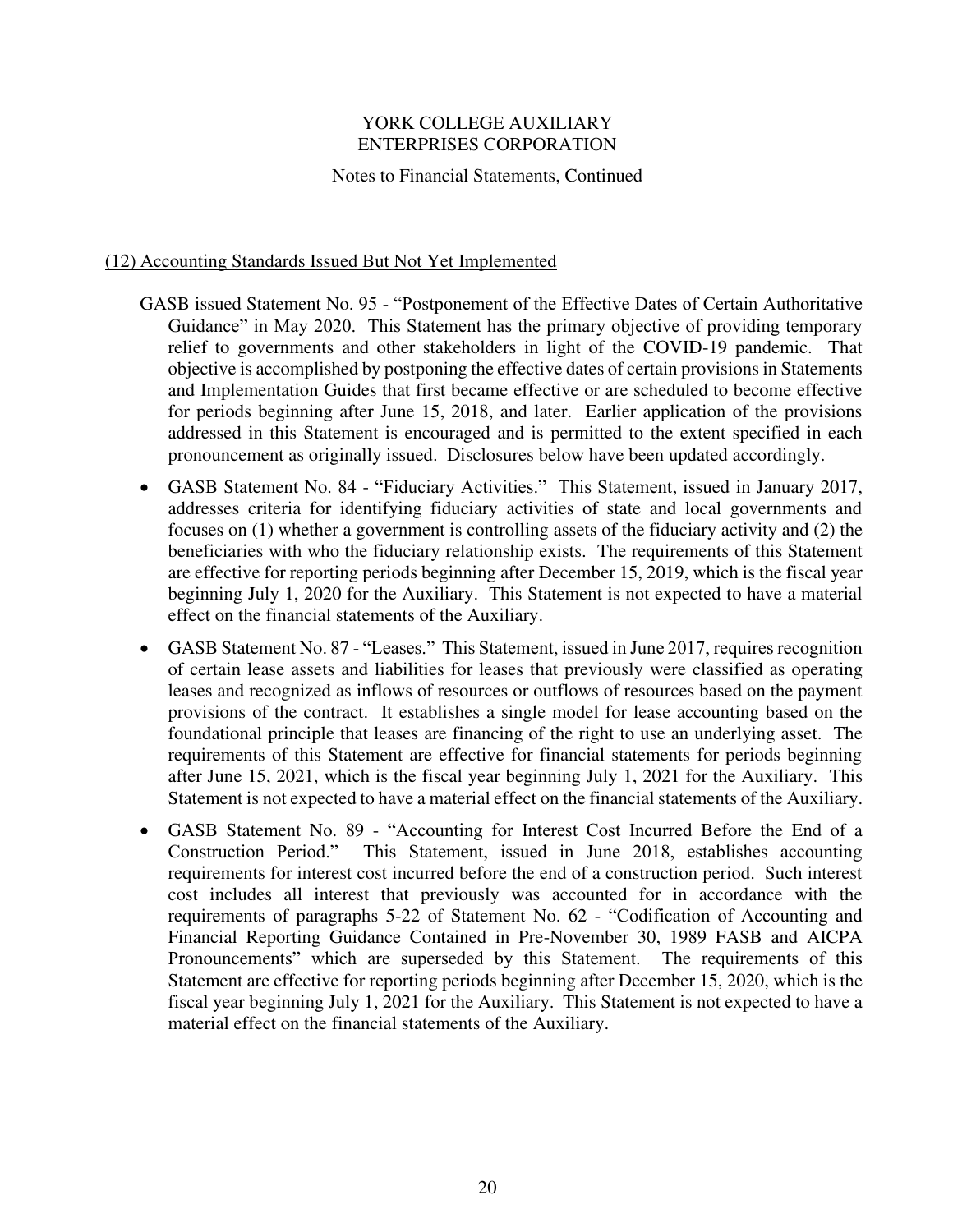## (12) Accounting Standards Issued But Not Yet Implemented

GASB issued Statement No. 95 - "Postponement of the Effective Dates of Certain Authoritative Guidance" in May 2020. This Statement has the primary objective of providing temporary relief to governments and other stakeholders in light of the COVID-19 pandemic. That objective is accomplished by postponing the effective dates of certain provisions in Statements and Implementation Guides that first became effective or are scheduled to become effective for periods beginning after June 15, 2018, and later. Earlier application of the provisions addressed in this Statement is encouraged and is permitted to the extent specified in each pronouncement as originally issued. Disclosures below have been updated accordingly.

- GASB Statement No. 84 - "Fiduciary Activities." This Statement, issued in January 2017, addresses criteria for identifying fiduciary activities of state and local governments and focuses on (1) whether a government is controlling assets of the fiduciary activity and (2) the beneficiaries with who the fiduciary relationship exists. The requirements of this Statement are effective for reporting periods beginning after December 15, 2019, which is the fiscal year beginning July 1, 2020 for the Auxiliary. This Statement is not expected to have a material effect on the financial statements of the Auxiliary.

- GASB Statement No. 87 - "Leases." This Statement, issued in June 2017, requires recognition of certain lease assets and liabilities for leases that previously were classified as operating leases and recognized as inflows of resources or outflows of resources based on the payment provisions of the contract. It establishes a single model for lease accounting based on the foundational principle that leases are financing of the right to use an underlying asset. The requirements of this Statement are effective for financial statements for periods beginning after June 15, 2021, which is the fiscal year beginning July 1, 2021 for the Auxiliary. This Statement is not expected to have a material effect on the financial statements of the Auxiliary.

- GASB Statement No. 89 - "Accounting for Interest Cost Incurred Before the End of a Construction Period." This Statement, issued in June 2018, establishes accounting requirements for interest cost incurred before the end of a construction period. Such interest cost includes all interest that previously was accounted for in accordance with the requirements of paragraphs 5-22 of Statement No. 62 - "Codification of Accounting and Financial Reporting Guidance Contained in Pre-November 30, 1989 FASB and AICPA Pronouncements" which are superseded by this Statement. The requirements of this Statement are effective for reporting periods beginning after December 15, 2020, which is the fiscal year beginning July 1, 2021 for the Auxiliary. This Statement is not expected to have a material effect on the financial statements of the Auxiliary.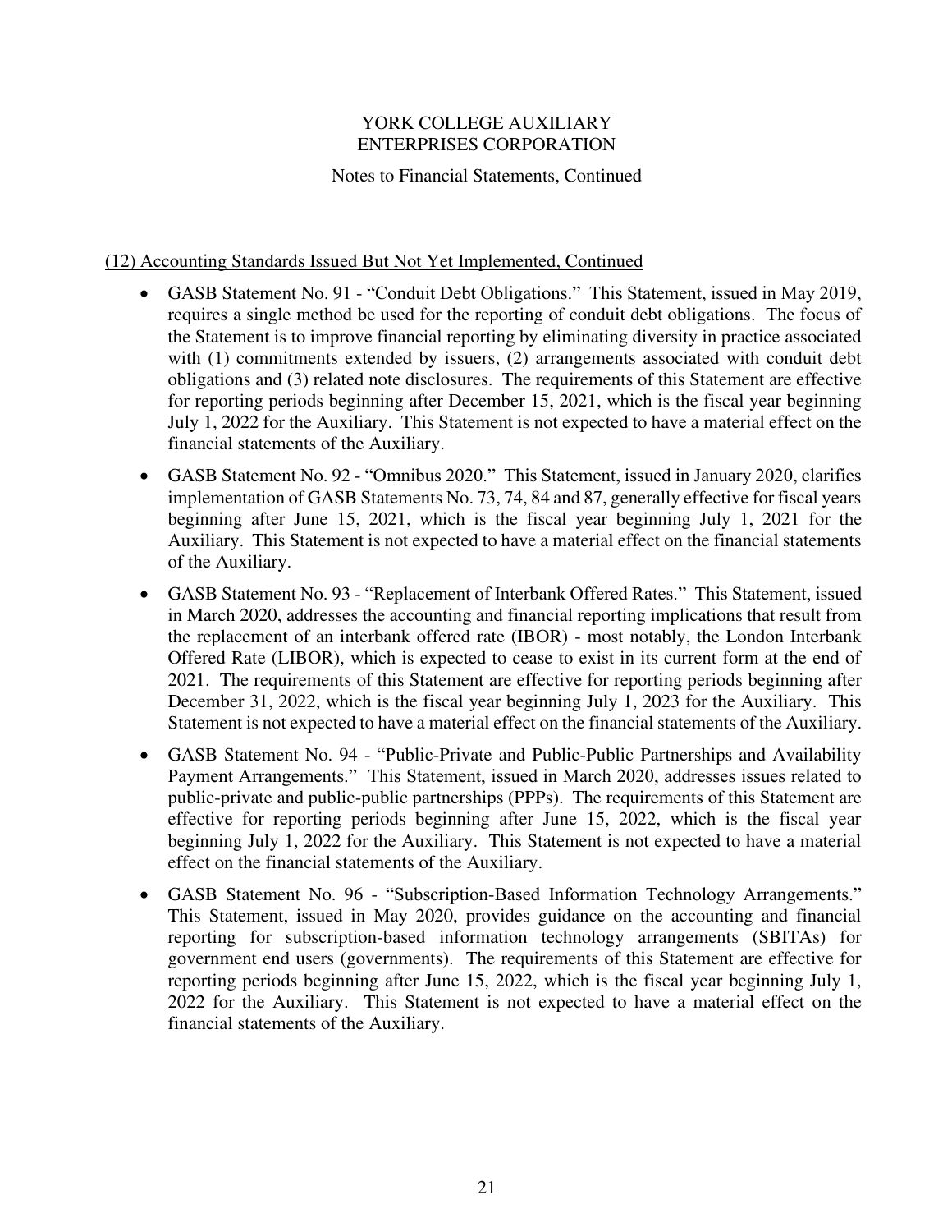YORK COLLEGE AUXILIARY
ENTERPRISES CORPORATION

Notes to Financial Statements, Continued

(12) Accounting Standards Issued But Not Yet Implemented, Continued

- GASB Statement No. 91 - "Conduit Debt Obligations." This Statement, issued in May 2019, requires a single method be used for the reporting of conduit debt obligations. The focus of the Statement is to improve financial reporting by eliminating diversity in practice associated with (1) commitments extended by issuers, (2) arrangements associated with conduit debt obligations and (3) related note disclosures. The requirements of this Statement are effective for reporting periods beginning after December 15, 2021, which is the fiscal year beginning July 1, 2022 for the Auxiliary. This Statement is not expected to have a material effect on the financial statements of the Auxiliary.

- GASB Statement No. 92 - "Omnibus 2020." This Statement, issued in January 2020, clarifies implementation of GASB Statements No. 73, 74, 84 and 87, generally effective for fiscal years beginning after June 15, 2021, which is the fiscal year beginning July 1, 2021 for the Auxiliary. This Statement is not expected to have a material effect on the financial statements of the Auxiliary.

- GASB Statement No. 93 - "Replacement of Interbank Offered Rates." This Statement, issued in March 2020, addresses the accounting and financial reporting implications that result from the replacement of an interbank offered rate (IBOR) - most notably, the London Interbank Offered Rate (LIBOR), which is expected to cease to exist in its current form at the end of 2021. The requirements of this Statement are effective for reporting periods beginning after December 31, 2022, which is the fiscal year beginning July 1, 2023 for the Auxiliary. This Statement is not expected to have a material effect on the financial statements of the Auxiliary.

- GASB Statement No. 94 - "Public-Private and Public-Public Partnerships and Availability Payment Arrangements." This Statement, issued in March 2020, addresses issues related to public-private and public-public partnerships (PPPs). The requirements of this Statement are effective for reporting periods beginning after June 15, 2022, which is the fiscal year beginning July 1, 2022 for the Auxiliary. This Statement is not expected to have a material effect on the financial statements of the Auxiliary.

- GASB Statement No. 96 - "Subscription-Based Information Technology Arrangements." This Statement, issued in May 2020, provides guidance on the accounting and financial reporting for subscription-based information technology arrangements (SBITAs) for government end users (governments). The requirements of this Statement are effective for reporting periods beginning after June 15, 2022, which is the fiscal year beginning July 1, 2022 for the Auxiliary. This Statement is not expected to have a material effect on the financial statements of the Auxiliary.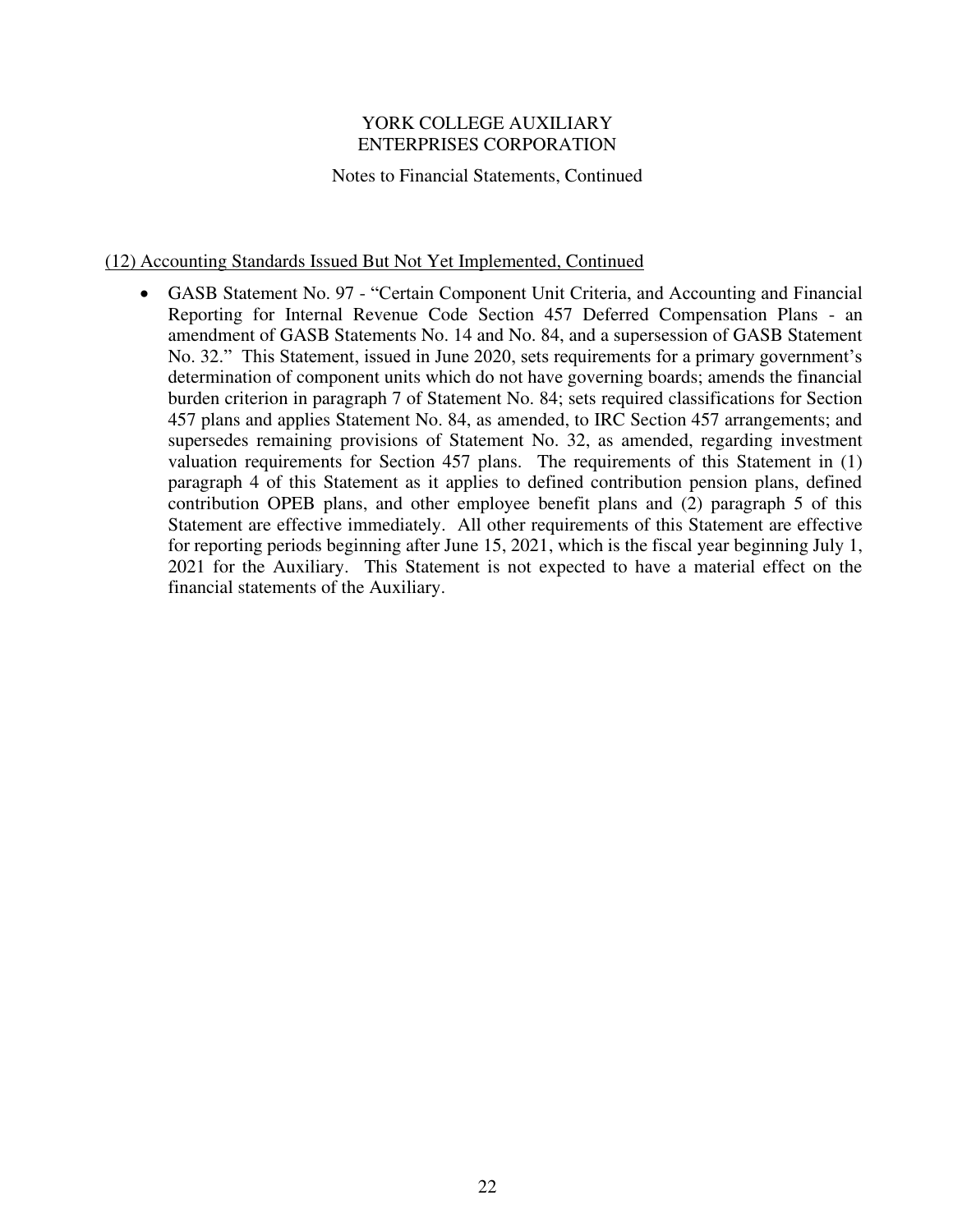(12) Accounting Standards Issued But Not Yet Implemented, Continued

- GASB Statement No. 97 - "Certain Component Unit Criteria, and Accounting and Financial Reporting for Internal Revenue Code Section 457 Deferred Compensation Plans - an amendment of GASB Statements No. 14 and No. 84, and a supersession of GASB Statement No. 32." This Statement, issued in June 2020, sets requirements for a primary government's determination of component units which do not have governing boards; amends the financial burden criterion in paragraph 7 of Statement No. 84; sets required classifications for Section 457 plans and applies Statement No. 84, as amended, to IRC Section 457 arrangements; and supersedes remaining provisions of Statement No. 32, as amended, regarding investment valuation requirements for Section 457 plans. The requirements of this Statement in (1) paragraph 4 of this Statement as it applies to defined contribution pension plans, defined contribution OPEB plans, and other employee benefit plans and (2) paragraph 5 of this Statement are effective immediately. All other requirements of this Statement are effective for reporting periods beginning after June 15, 2021, which is the fiscal year beginning July 1, 2021 for the Auxiliary. This Statement is not expected to have a material effect on the financial statements of the Auxiliary.